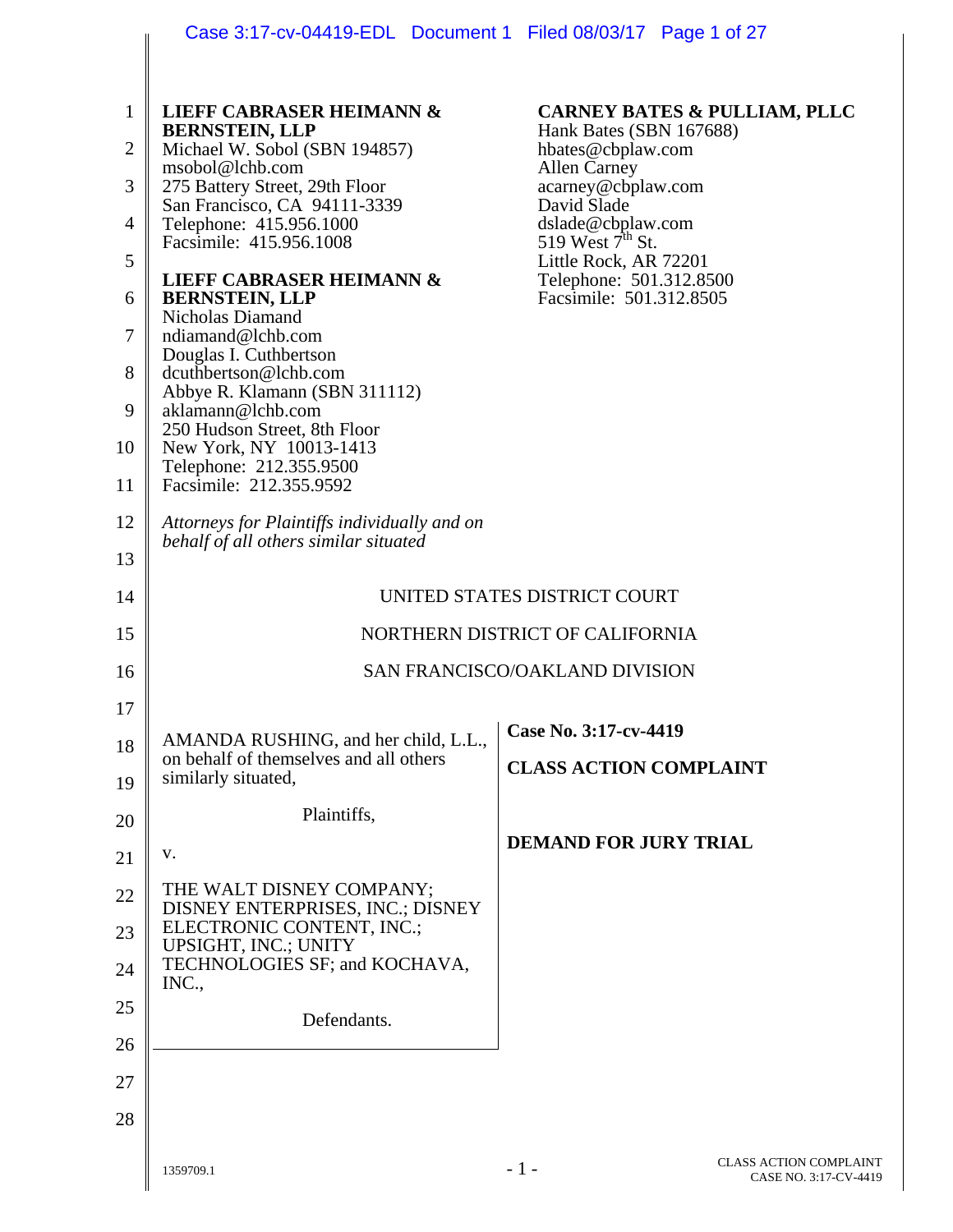**LIEFF CABRASER HEIMANN & BERNSTEIN, LLP**
Michael W. Sobol (SBN 194857)
msobol@lchb.com
275 Battery Street, 29th Floor
San Francisco, CA 94111-3339
Telephone: 415.956.1000
Facsimile: 415.956.1008

**LIEFF CABRASER HEIMANN & BERNSTEIN, LLP**
Nicholas Diamand
ndiamand@lchb.com
Douglas I. Cuthbertson
dcuthbertson@lchb.com
Abbye R. Klamann (SBN 311112)
aklamann@lchb.com
250 Hudson Street, 8th Floor
New York, NY 10013-1413
Telephone: 212.355.9500
Facsimile: 212.355.9592

**CARNEY BATES & PULLIAM, PLLC**
Hank Bates (SBN 167688)
hbates@cbplaw.com
Allen Carney
acarney@cbplaw.com
David Slade
dslade@cbplaw.com
519 West 7th St.
Little Rock, AR 72201
Telephone: 501.312.8500
Facsimile: 501.312.8505

*Attorneys for Plaintiffs individually and on behalf of all others similar situated*

UNITED STATES DISTRICT COURT

NORTHERN DISTRICT OF CALIFORNIA

SAN FRANCISCO/OAKLAND DIVISION

AMANDA RUSHING, and her child, L.L., on behalf of themselves and all others similarly situated,

Plaintiffs,

v.

THE WALT DISNEY COMPANY; DISNEY ENTERPRISES, INC.; DISNEY ELECTRONIC CONTENT, INC.; UPSIGHT, INC.; UNITY TECHNOLOGIES SF; and KOCHAVA, INC.,

Defendants.

**Case No. 3:17-cv-4419**

**CLASS ACTION COMPLAINT**

**DEMAND FOR JURY TRIAL**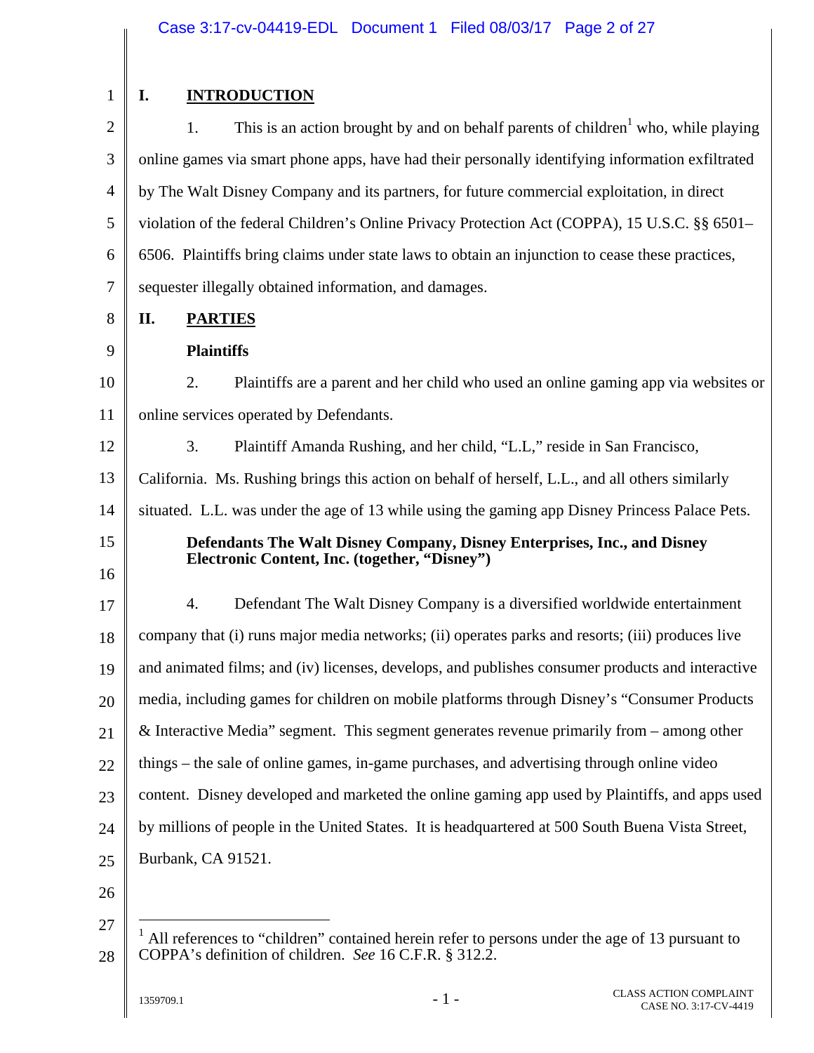## I. INTRODUCTION

1. This is an action brought by and on behalf parents of children[1] who, while playing online games via smart phone apps, have had their personally identifying information exfiltrated by The Walt Disney Company and its partners, for future commercial exploitation, in direct violation of the federal Children's Online Privacy Protection Act (COPPA), 15 U.S.C. §§ 6501–6506. Plaintiffs bring claims under state laws to obtain an injunction to cease these practices, sequester illegally obtained information, and damages.

## II. PARTIES

### Plaintiffs

2. Plaintiffs are a parent and her child who used an online gaming app via websites or online services operated by Defendants.

3. Plaintiff Amanda Rushing, and her child, "L.L," reside in San Francisco, California. Ms. Rushing brings this action on behalf of herself, L.L., and all others similarly situated. L.L. was under the age of 13 while using the gaming app Disney Princess Palace Pets.

### Defendants The Walt Disney Company, Disney Enterprises, Inc., and Disney Electronic Content, Inc. (together, "Disney")

4. Defendant The Walt Disney Company is a diversified worldwide entertainment company that (i) runs major media networks; (ii) operates parks and resorts; (iii) produces live and animated films; and (iv) licenses, develops, and publishes consumer products and interactive media, including games for children on mobile platforms through Disney's "Consumer Products & Interactive Media" segment. This segment generates revenue primarily from – among other things – the sale of online games, in-game purchases, and advertising through online video content. Disney developed and marketed the online gaming app used by Plaintiffs, and apps used by millions of people in the United States. It is headquartered at 500 South Buena Vista Street, Burbank, CA 91521.

---

[1] All references to "children" contained herein refer to persons under the age of 13 pursuant to COPPA's definition of children. *See* 16 C.F.R. § 312.2.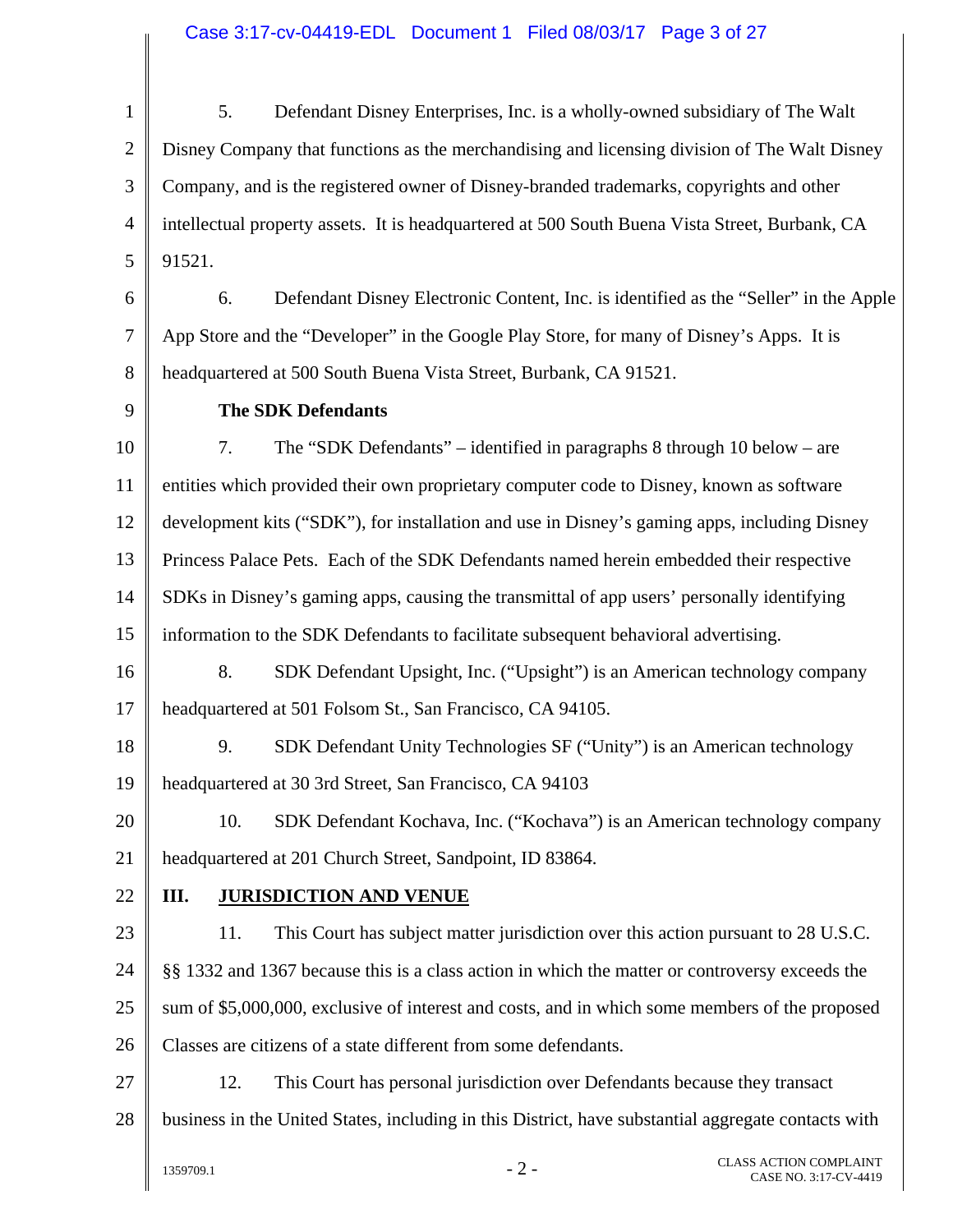5. Defendant Disney Enterprises, Inc. is a wholly-owned subsidiary of The Walt Disney Company that functions as the merchandising and licensing division of The Walt Disney Company, and is the registered owner of Disney-branded trademarks, copyrights and other intellectual property assets. It is headquartered at 500 South Buena Vista Street, Burbank, CA 91521.

6. Defendant Disney Electronic Content, Inc. is identified as the "Seller" in the Apple App Store and the "Developer" in the Google Play Store, for many of Disney's Apps. It is headquartered at 500 South Buena Vista Street, Burbank, CA 91521.

**The SDK Defendants**

7. The "SDK Defendants" – identified in paragraphs 8 through 10 below – are entities which provided their own proprietary computer code to Disney, known as software development kits ("SDK"), for installation and use in Disney's gaming apps, including Disney Princess Palace Pets. Each of the SDK Defendants named herein embedded their respective SDKs in Disney's gaming apps, causing the transmittal of app users' personally identifying information to the SDK Defendants to facilitate subsequent behavioral advertising.

8. SDK Defendant Upsight, Inc. ("Upsight") is an American technology company headquartered at 501 Folsom St., San Francisco, CA 94105.

9. SDK Defendant Unity Technologies SF ("Unity") is an American technology headquartered at 30 3rd Street, San Francisco, CA 94103

10. SDK Defendant Kochava, Inc. ("Kochava") is an American technology company headquartered at 201 Church Street, Sandpoint, ID 83864.

## III. JURISDICTION AND VENUE

11. This Court has subject matter jurisdiction over this action pursuant to 28 U.S.C. §§ 1332 and 1367 because this is a class action in which the matter or controversy exceeds the sum of $5,000,000, exclusive of interest and costs, and in which some members of the proposed Classes are citizens of a state different from some defendants.

12. This Court has personal jurisdiction over Defendants because they transact business in the United States, including in this District, have substantial aggregate contacts with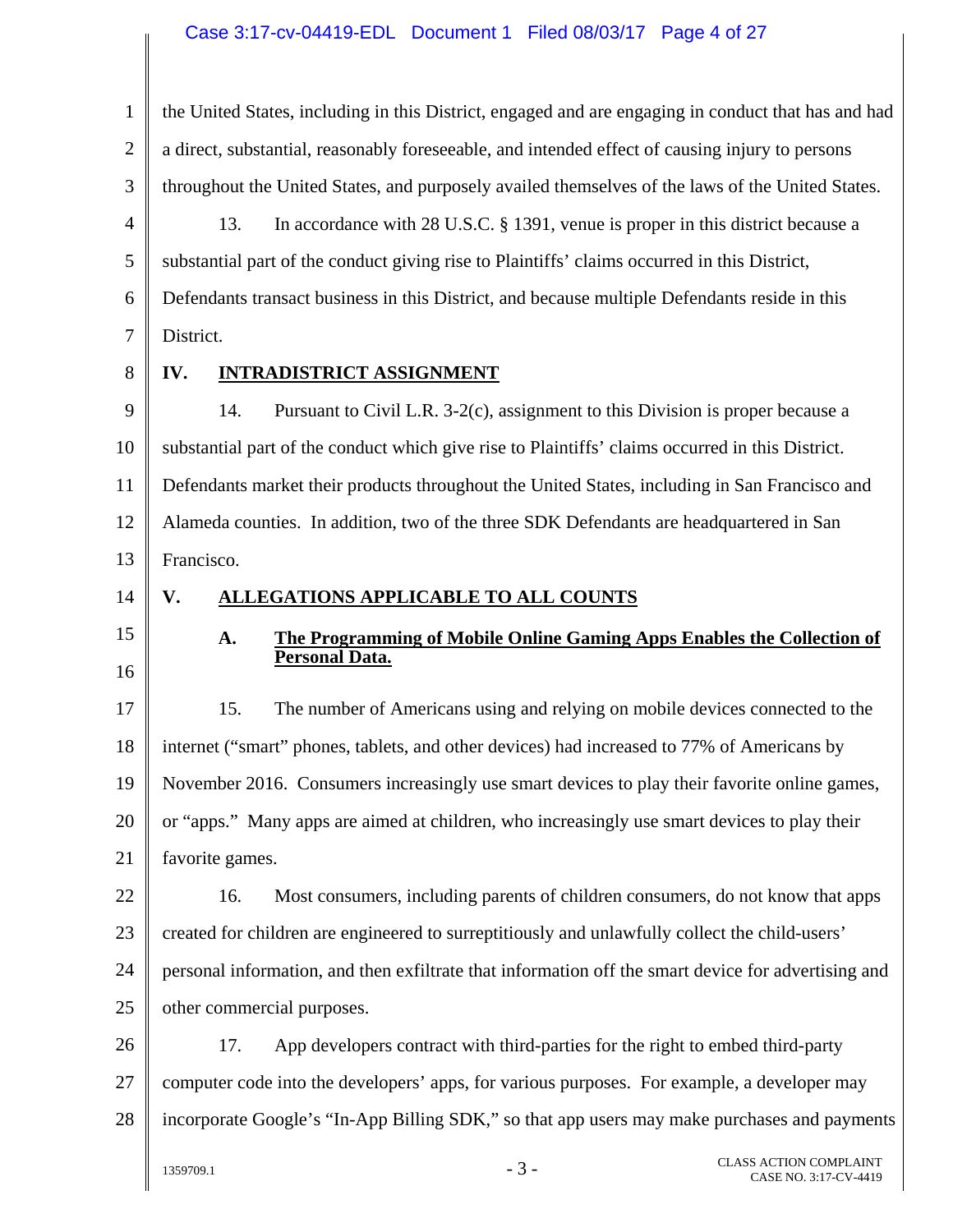the United States, including in this District, engaged and are engaging in conduct that has and had a direct, substantial, reasonably foreseeable, and intended effect of causing injury to persons throughout the United States, and purposely availed themselves of the laws of the United States.

13. In accordance with 28 U.S.C. § 1391, venue is proper in this district because a substantial part of the conduct giving rise to Plaintiffs' claims occurred in this District, Defendants transact business in this District, and because multiple Defendants reside in this District.

## IV. INTRADISTRICT ASSIGNMENT

14. Pursuant to Civil L.R. 3-2(c), assignment to this Division is proper because a substantial part of the conduct which give rise to Plaintiffs' claims occurred in this District. Defendants market their products throughout the United States, including in San Francisco and Alameda counties. In addition, two of the three SDK Defendants are headquartered in San Francisco.

## V. ALLEGATIONS APPLICABLE TO ALL COUNTS

### A. The Programming of Mobile Online Gaming Apps Enables the Collection of Personal Data.

15. The number of Americans using and relying on mobile devices connected to the internet ("smart" phones, tablets, and other devices) had increased to 77% of Americans by November 2016. Consumers increasingly use smart devices to play their favorite online games, or "apps." Many apps are aimed at children, who increasingly use smart devices to play their favorite games.

16. Most consumers, including parents of children consumers, do not know that apps created for children are engineered to surreptitiously and unlawfully collect the child-users' personal information, and then exfiltrate that information off the smart device for advertising and other commercial purposes.

17. App developers contract with third-parties for the right to embed third-party computer code into the developers' apps, for various purposes. For example, a developer may incorporate Google's "In-App Billing SDK," so that app users may make purchases and payments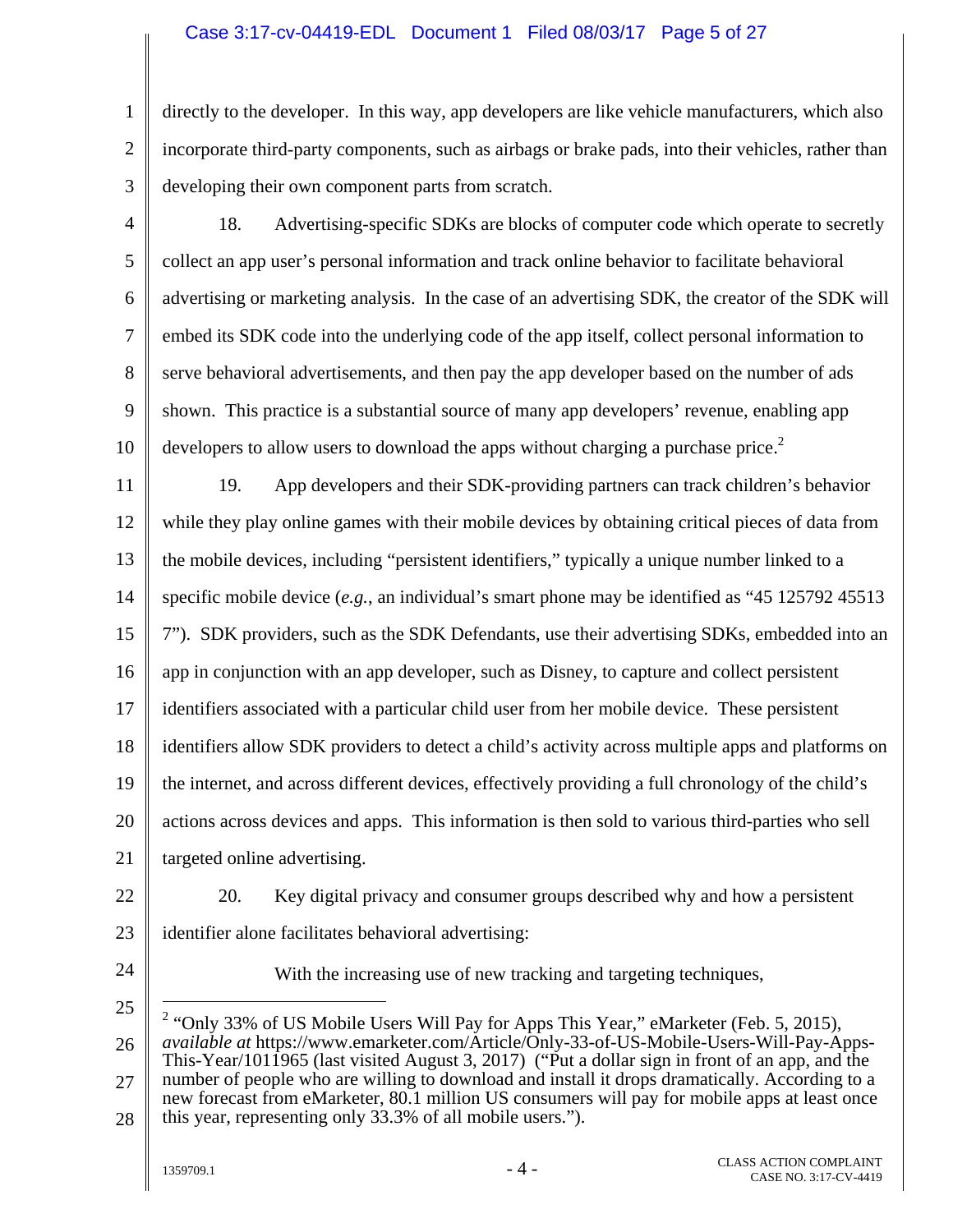directly to the developer. In this way, app developers are like vehicle manufacturers, which also incorporate third-party components, such as airbags or brake pads, into their vehicles, rather than developing their own component parts from scratch.

18. Advertising-specific SDKs are blocks of computer code which operate to secretly collect an app user's personal information and track online behavior to facilitate behavioral advertising or marketing analysis. In the case of an advertising SDK, the creator of the SDK will embed its SDK code into the underlying code of the app itself, collect personal information to serve behavioral advertisements, and then pay the app developer based on the number of ads shown. This practice is a substantial source of many app developers' revenue, enabling app developers to allow users to download the apps without charging a purchase price.[2]

19. App developers and their SDK-providing partners can track children's behavior while they play online games with their mobile devices by obtaining critical pieces of data from the mobile devices, including "persistent identifiers," typically a unique number linked to a specific mobile device (*e.g.*, an individual's smart phone may be identified as "45 125792 45513 7"). SDK providers, such as the SDK Defendants, use their advertising SDKs, embedded into an app in conjunction with an app developer, such as Disney, to capture and collect persistent identifiers associated with a particular child user from her mobile device. These persistent identifiers allow SDK providers to detect a child's activity across multiple apps and platforms on the internet, and across different devices, effectively providing a full chronology of the child's actions across devices and apps. This information is then sold to various third-parties who sell targeted online advertising.

20. Key digital privacy and consumer groups described why and how a persistent identifier alone facilitates behavioral advertising:

> With the increasing use of new tracking and targeting techniques,

---

[2] "Only 33% of US Mobile Users Will Pay for Apps This Year," eMarketer (Feb. 5, 2015), *available at* https://www.emarketer.com/Article/Only-33-of-US-Mobile-Users-Will-Pay-Apps-This-Year/1011965 (last visited August 3, 2017) ("Put a dollar sign in front of an app, and the number of people who are willing to download and install it drops dramatically. According to a new forecast from eMarketer, 80.1 million US consumers will pay for mobile apps at least once this year, representing only 33.3% of all mobile users.").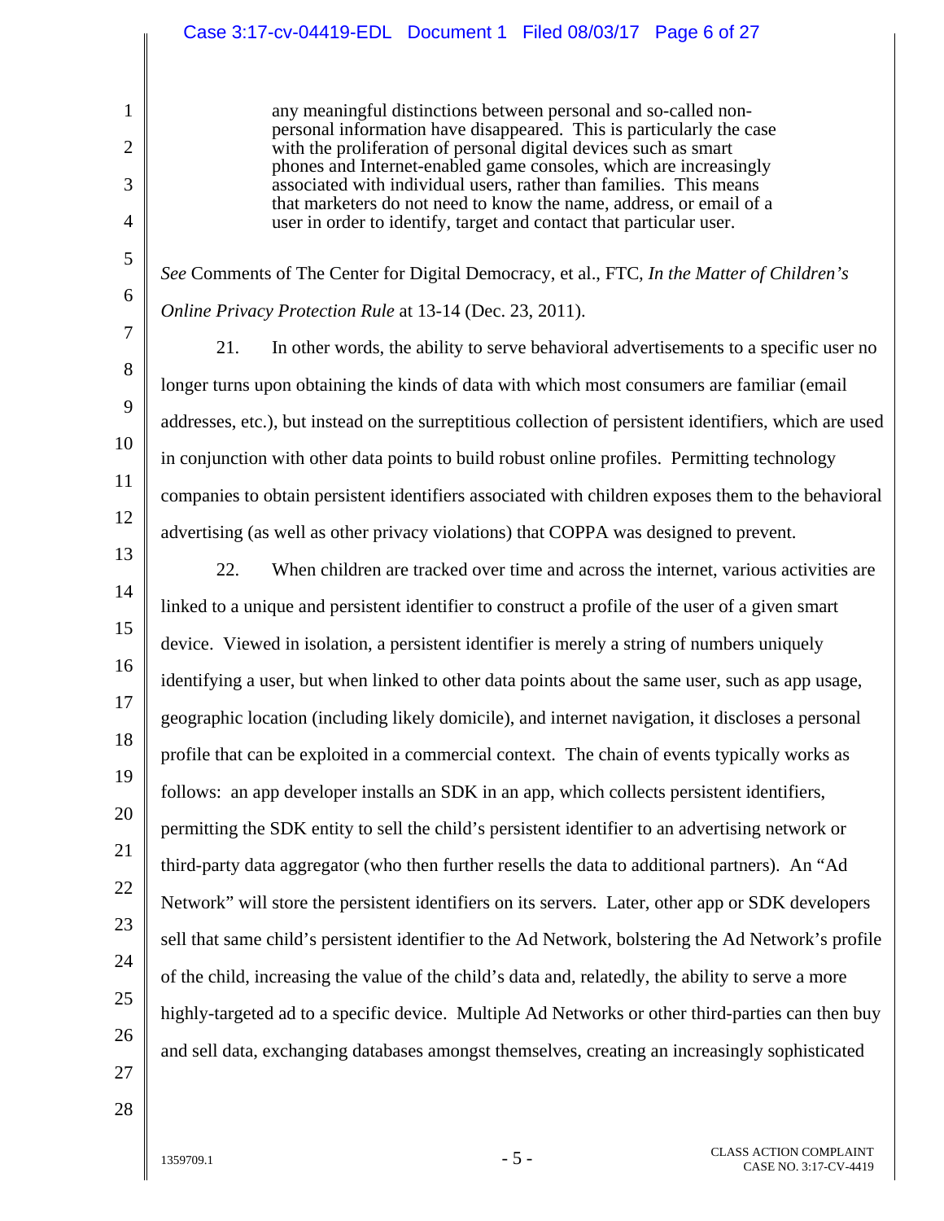> any meaningful distinctions between personal and so-called non-personal information have disappeared. This is particularly the case with the proliferation of personal digital devices such as smart phones and Internet-enabled game consoles, which are increasingly associated with individual users, rather than families. This means that marketers do not need to know the name, address, or email of a user in order to identify, target and contact that particular user.

*See* Comments of The Center for Digital Democracy, et al., FTC, *In the Matter of Children's Online Privacy Protection Rule* at 13-14 (Dec. 23, 2011).

21. In other words, the ability to serve behavioral advertisements to a specific user no longer turns upon obtaining the kinds of data with which most consumers are familiar (email addresses, etc.), but instead on the surreptitious collection of persistent identifiers, which are used in conjunction with other data points to build robust online profiles. Permitting technology companies to obtain persistent identifiers associated with children exposes them to the behavioral advertising (as well as other privacy violations) that COPPA was designed to prevent.

22. When children are tracked over time and across the internet, various activities are linked to a unique and persistent identifier to construct a profile of the user of a given smart device. Viewed in isolation, a persistent identifier is merely a string of numbers uniquely identifying a user, but when linked to other data points about the same user, such as app usage, geographic location (including likely domicile), and internet navigation, it discloses a personal profile that can be exploited in a commercial context. The chain of events typically works as follows: an app developer installs an SDK in an app, which collects persistent identifiers, permitting the SDK entity to sell the child's persistent identifier to an advertising network or third-party data aggregator (who then further resells the data to additional partners). An "Ad Network" will store the persistent identifiers on its servers. Later, other app or SDK developers sell that same child's persistent identifier to the Ad Network, bolstering the Ad Network's profile of the child, increasing the value of the child's data and, relatedly, the ability to serve a more highly-targeted ad to a specific device. Multiple Ad Networks or other third-parties can then buy and sell data, exchanging databases amongst themselves, creating an increasingly sophisticated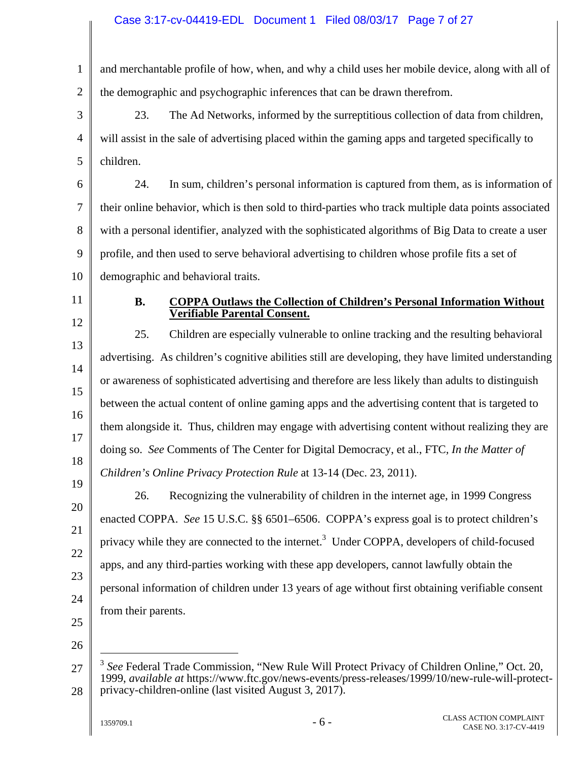and merchantable profile of how, when, and why a child uses her mobile device, along with all of the demographic and psychographic inferences that can be drawn therefrom.

23. The Ad Networks, informed by the surreptitious collection of data from children, will assist in the sale of advertising placed within the gaming apps and targeted specifically to children.

24. In sum, children's personal information is captured from them, as is information of their online behavior, which is then sold to third-parties who track multiple data points associated with a personal identifier, analyzed with the sophisticated algorithms of Big Data to create a user profile, and then used to serve behavioral advertising to children whose profile fits a set of demographic and behavioral traits.

### B. COPPA Outlaws the Collection of Children's Personal Information Without Verifiable Parental Consent.

25. Children are especially vulnerable to online tracking and the resulting behavioral advertising. As children's cognitive abilities still are developing, they have limited understanding or awareness of sophisticated advertising and therefore are less likely than adults to distinguish between the actual content of online gaming apps and the advertising content that is targeted to them alongside it. Thus, children may engage with advertising content without realizing they are doing so. *See* Comments of The Center for Digital Democracy, et al., FTC, *In the Matter of Children's Online Privacy Protection Rule* at 13-14 (Dec. 23, 2011).

26. Recognizing the vulnerability of children in the internet age, in 1999 Congress enacted COPPA. *See* 15 U.S.C. §§ 6501–6506. COPPA's express goal is to protect children's privacy while they are connected to the internet.[3] Under COPPA, developers of child-focused apps, and any third-parties working with these app developers, cannot lawfully obtain the personal information of children under 13 years of age without first obtaining verifiable consent from their parents.

---

[3] *See* Federal Trade Commission, "New Rule Will Protect Privacy of Children Online," Oct. 20, 1999, *available at* https://www.ftc.gov/news-events/press-releases/1999/10/new-rule-will-protect-privacy-children-online (last visited August 3, 2017).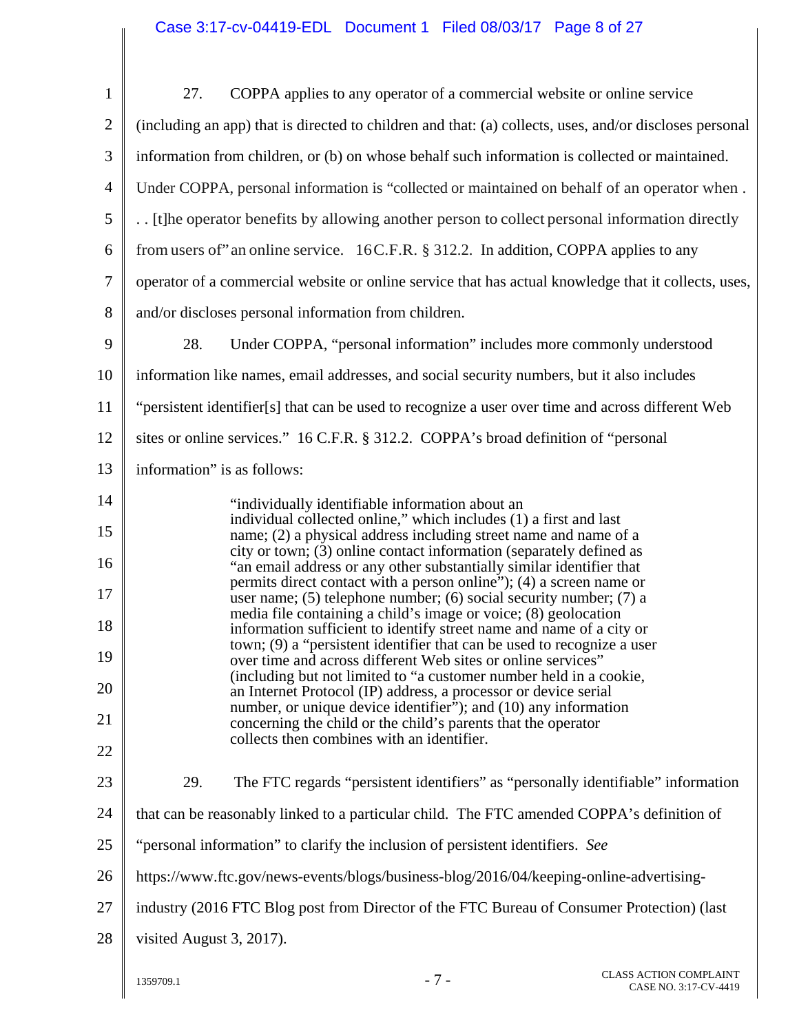27. COPPA applies to any operator of a commercial website or online service (including an app) that is directed to children and that: (a) collects, uses, and/or discloses personal information from children, or (b) on whose behalf such information is collected or maintained. Under COPPA, personal information is "collected or maintained on behalf of an operator when . . . [t]he operator benefits by allowing another person to collect personal information directly from users of" an online service. 16 C.F.R. § 312.2. In addition, COPPA applies to any operator of a commercial website or online service that has actual knowledge that it collects, uses, and/or discloses personal information from children.

28. Under COPPA, "personal information" includes more commonly understood information like names, email addresses, and social security numbers, but it also includes "persistent identifier[s] that can be used to recognize a user over time and across different Web sites or online services." 16 C.F.R. § 312.2. COPPA's broad definition of "personal information" is as follows:

> "individually identifiable information about an individual collected online," which includes (1) a first and last name; (2) a physical address including street name and name of a city or town; (3) online contact information (separately defined as "an email address or any other substantially similar identifier that permits direct contact with a person online"); (4) a screen name or user name; (5) telephone number; (6) social security number; (7) a media file containing a child's image or voice; (8) geolocation information sufficient to identify street name and name of a city or town; (9) a "persistent identifier that can be used to recognize a user over time and across different Web sites or online services" (including but not limited to "a customer number held in a cookie, an Internet Protocol (IP) address, a processor or device serial number, or unique device identifier"); and (10) any information concerning the child or the child's parents that the operator collects then combines with an identifier.

29. The FTC regards "persistent identifiers" as "personally identifiable" information that can be reasonably linked to a particular child. The FTC amended COPPA's definition of "personal information" to clarify the inclusion of persistent identifiers. *See* https://www.ftc.gov/news-events/blogs/business-blog/2016/04/keeping-online-advertising-industry (2016 FTC Blog post from Director of the FTC Bureau of Consumer Protection) (last visited August 3, 2017).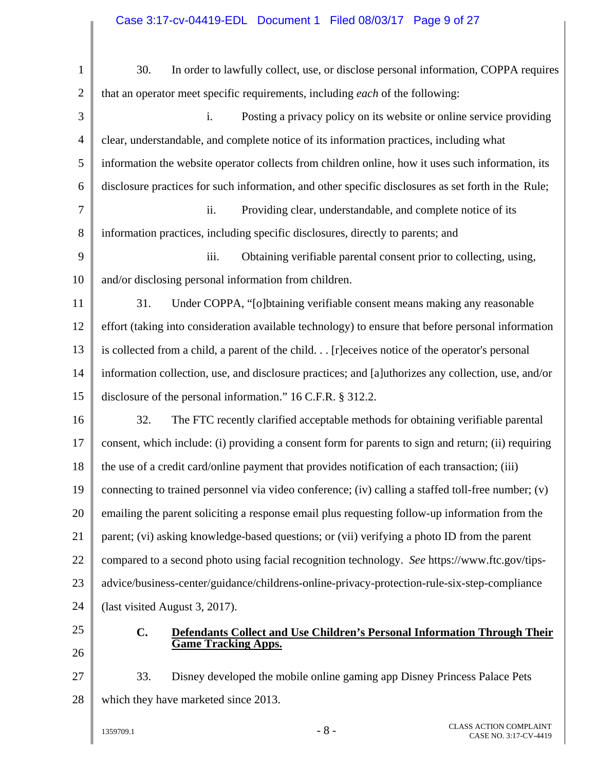30. In order to lawfully collect, use, or disclose personal information, COPPA requires that an operator meet specific requirements, including *each* of the following:

i. Posting a privacy policy on its website or online service providing clear, understandable, and complete notice of its information practices, including what information the website operator collects from children online, how it uses such information, its disclosure practices for such information, and other specific disclosures as set forth in the Rule;

ii. Providing clear, understandable, and complete notice of its information practices, including specific disclosures, directly to parents; and

iii. Obtaining verifiable parental consent prior to collecting, using, and/or disclosing personal information from children.

31. Under COPPA, "[o]btaining verifiable consent means making any reasonable effort (taking into consideration available technology) to ensure that before personal information is collected from a child, a parent of the child. . . [r]eceives notice of the operator's personal information collection, use, and disclosure practices; and [a]uthorizes any collection, use, and/or disclosure of the personal information." 16 C.F.R. § 312.2.

32. The FTC recently clarified acceptable methods for obtaining verifiable parental consent, which include: (i) providing a consent form for parents to sign and return; (ii) requiring the use of a credit card/online payment that provides notification of each transaction; (iii) connecting to trained personnel via video conference; (iv) calling a staffed toll-free number; (v) emailing the parent soliciting a response email plus requesting follow-up information from the parent; (vi) asking knowledge-based questions; or (vii) verifying a photo ID from the parent compared to a second photo using facial recognition technology. *See* https://www.ftc.gov/tips-advice/business-center/guidance/childrens-online-privacy-protection-rule-six-step-compliance (last visited August 3, 2017).

### C. Defendants Collect and Use Children's Personal Information Through Their Game Tracking Apps.

33. Disney developed the mobile online gaming app Disney Princess Palace Pets which they have marketed since 2013.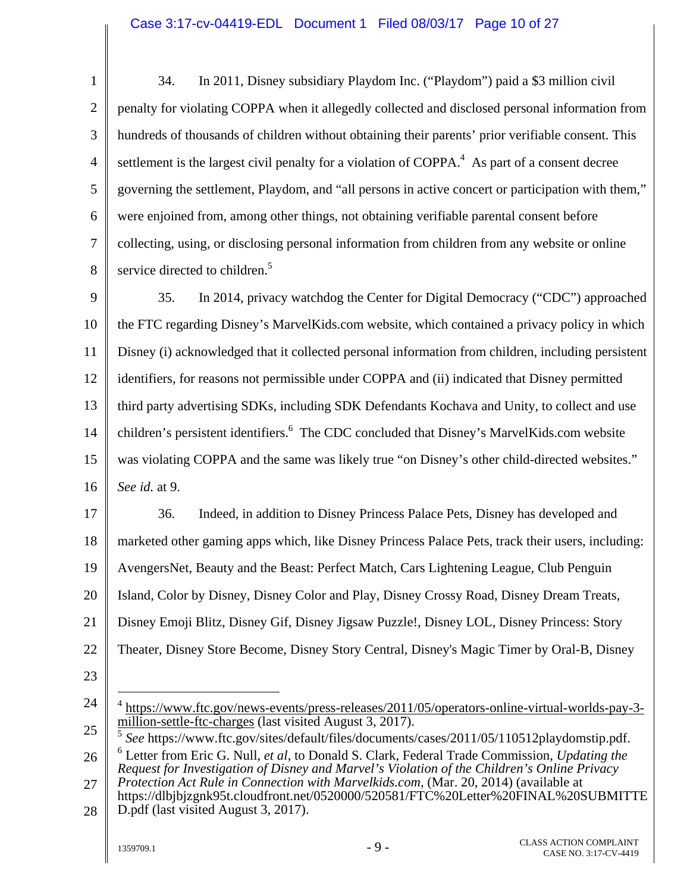34. In 2011, Disney subsidiary Playdom Inc. ("Playdom") paid a $3 million civil penalty for violating COPPA when it allegedly collected and disclosed personal information from hundreds of thousands of children without obtaining their parents' prior verifiable consent. This settlement is the largest civil penalty for a violation of COPPA.[4] As part of a consent decree governing the settlement, Playdom, and "all persons in active concert or participation with them," were enjoined from, among other things, not obtaining verifiable parental consent before collecting, using, or disclosing personal information from children from any website or online service directed to children.[5]

35. In 2014, privacy watchdog the Center for Digital Democracy ("CDC") approached the FTC regarding Disney's MarvelKids.com website, which contained a privacy policy in which Disney (i) acknowledged that it collected personal information from children, including persistent identifiers, for reasons not permissible under COPPA and (ii) indicated that Disney permitted third party advertising SDKs, including SDK Defendants Kochava and Unity, to collect and use children's persistent identifiers.[6] The CDC concluded that Disney's MarvelKids.com website was violating COPPA and the same was likely true "on Disney's other child-directed websites." *See id.* at 9.

36. Indeed, in addition to Disney Princess Palace Pets, Disney has developed and marketed other gaming apps which, like Disney Princess Palace Pets, track their users, including: AvengersNet, Beauty and the Beast: Perfect Match, Cars Lightening League, Club Penguin Island, Color by Disney, Disney Color and Play, Disney Crossy Road, Disney Dream Treats, Disney Emoji Blitz, Disney Gif, Disney Jigsaw Puzzle!, Disney LOL, Disney Princess: Story Theater, Disney Store Become, Disney Story Central, Disney's Magic Timer by Oral-B, Disney

---

[4] https://www.ftc.gov/news-events/press-releases/2011/05/operators-online-virtual-worlds-pay-3-million-settle-ftc-charges (last visited August 3, 2017).

[5] *See* https://www.ftc.gov/sites/default/files/documents/cases/2011/05/110512playdomstip.pdf.

[6] Letter from Eric G. Null, *et al*, to Donald S. Clark, Federal Trade Commission, *Updating the Request for Investigation of Disney and Marvel's Violation of the Children's Online Privacy Protection Act Rule in Connection with Marvelkids.com*, (Mar. 20, 2014) (available at https://dlbjbjzgnk95t.cloudfront.net/0520000/520581/FTC%20Letter%20FINAL%20SUBMITTED.pdf (last visited August 3, 2017).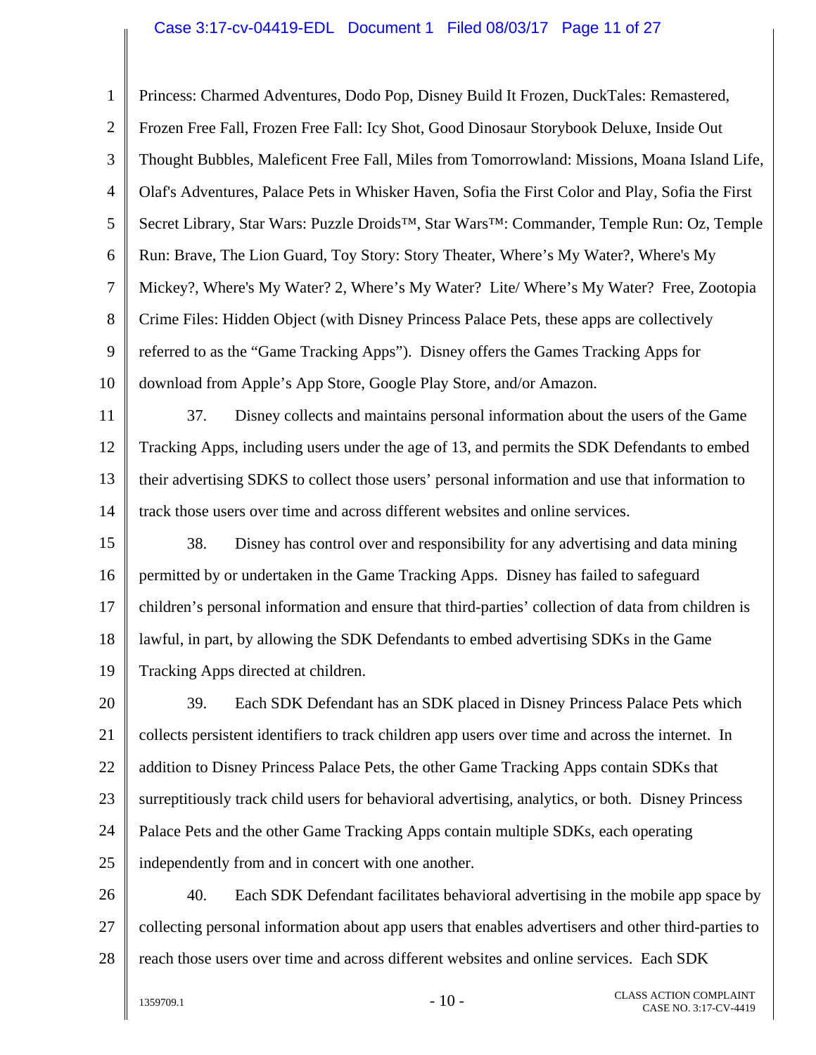Princess: Charmed Adventures, Dodo Pop, Disney Build It Frozen, DuckTales: Remastered, Frozen Free Fall, Frozen Free Fall: Icy Shot, Good Dinosaur Storybook Deluxe, Inside Out Thought Bubbles, Maleficent Free Fall, Miles from Tomorrowland: Missions, Moana Island Life, Olaf's Adventures, Palace Pets in Whisker Haven, Sofia the First Color and Play, Sofia the First Secret Library, Star Wars: Puzzle Droids™, Star Wars™: Commander, Temple Run: Oz, Temple Run: Brave, The Lion Guard, Toy Story: Story Theater, Where's My Water?, Where's My Mickey?, Where's My Water? 2, Where's My Water? Lite/ Where's My Water? Free, Zootopia Crime Files: Hidden Object (with Disney Princess Palace Pets, these apps are collectively referred to as the "Game Tracking Apps"). Disney offers the Games Tracking Apps for download from Apple's App Store, Google Play Store, and/or Amazon.

37. Disney collects and maintains personal information about the users of the Game Tracking Apps, including users under the age of 13, and permits the SDK Defendants to embed their advertising SDKS to collect those users' personal information and use that information to track those users over time and across different websites and online services.

38. Disney has control over and responsibility for any advertising and data mining permitted by or undertaken in the Game Tracking Apps. Disney has failed to safeguard children's personal information and ensure that third-parties' collection of data from children is lawful, in part, by allowing the SDK Defendants to embed advertising SDKs in the Game Tracking Apps directed at children.

39. Each SDK Defendant has an SDK placed in Disney Princess Palace Pets which collects persistent identifiers to track children app users over time and across the internet. In addition to Disney Princess Palace Pets, the other Game Tracking Apps contain SDKs that surreptitiously track child users for behavioral advertising, analytics, or both. Disney Princess Palace Pets and the other Game Tracking Apps contain multiple SDKs, each operating independently from and in concert with one another.

40. Each SDK Defendant facilitates behavioral advertising in the mobile app space by collecting personal information about app users that enables advertisers and other third-parties to reach those users over time and across different websites and online services. Each SDK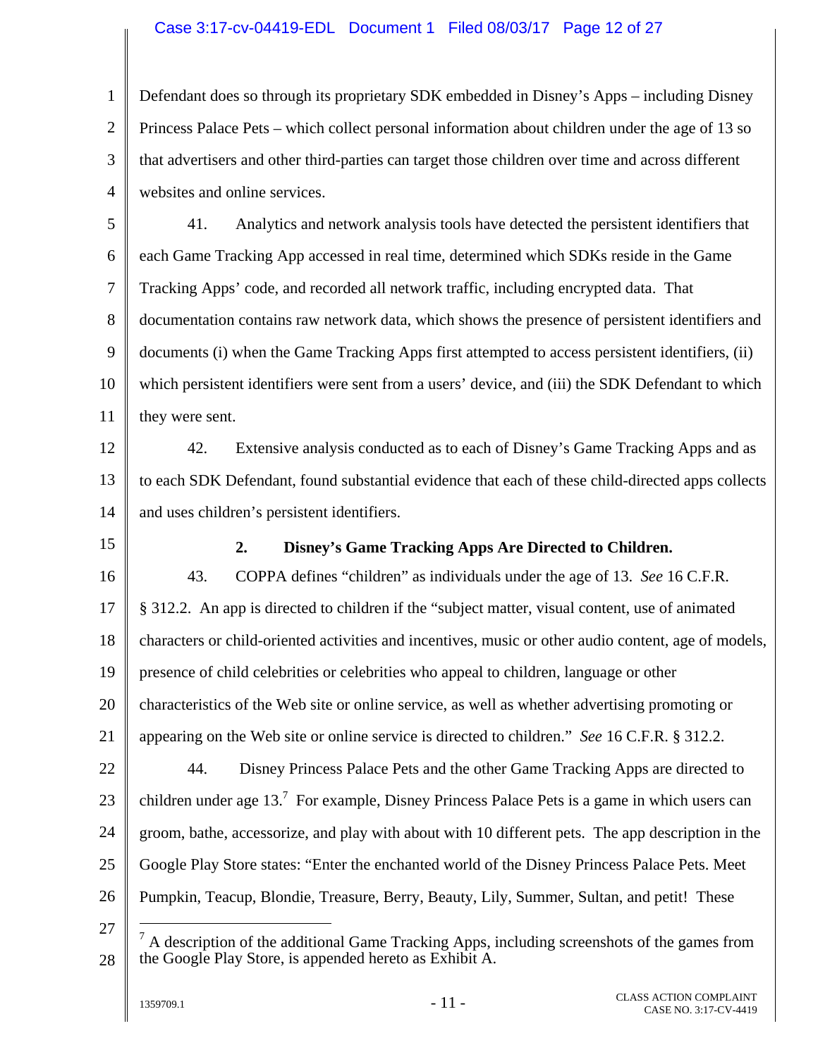Defendant does so through its proprietary SDK embedded in Disney's Apps – including Disney Princess Palace Pets – which collect personal information about children under the age of 13 so that advertisers and other third-parties can target those children over time and across different websites and online services.

41. Analytics and network analysis tools have detected the persistent identifiers that each Game Tracking App accessed in real time, determined which SDKs reside in the Game Tracking Apps' code, and recorded all network traffic, including encrypted data. That documentation contains raw network data, which shows the presence of persistent identifiers and documents (i) when the Game Tracking Apps first attempted to access persistent identifiers, (ii) which persistent identifiers were sent from a users' device, and (iii) the SDK Defendant to which they were sent.

42. Extensive analysis conducted as to each of Disney's Game Tracking Apps and as to each SDK Defendant, found substantial evidence that each of these child-directed apps collects and uses children's persistent identifiers.

### 2. Disney's Game Tracking Apps Are Directed to Children.

43. COPPA defines "children" as individuals under the age of 13. *See* 16 C.F.R. § 312.2. An app is directed to children if the "subject matter, visual content, use of animated characters or child-oriented activities and incentives, music or other audio content, age of models, presence of child celebrities or celebrities who appeal to children, language or other characteristics of the Web site or online service, as well as whether advertising promoting or appearing on the Web site or online service is directed to children." *See* 16 C.F.R. § 312.2.

44. Disney Princess Palace Pets and the other Game Tracking Apps are directed to children under age 13.[7] For example, Disney Princess Palace Pets is a game in which users can groom, bathe, accessorize, and play with about with 10 different pets. The app description in the Google Play Store states: "Enter the enchanted world of the Disney Princess Palace Pets. Meet Pumpkin, Teacup, Blondie, Treasure, Berry, Beauty, Lily, Summer, Sultan, and petit! These

---

[7] A description of the additional Game Tracking Apps, including screenshots of the games from the Google Play Store, is appended hereto as Exhibit A.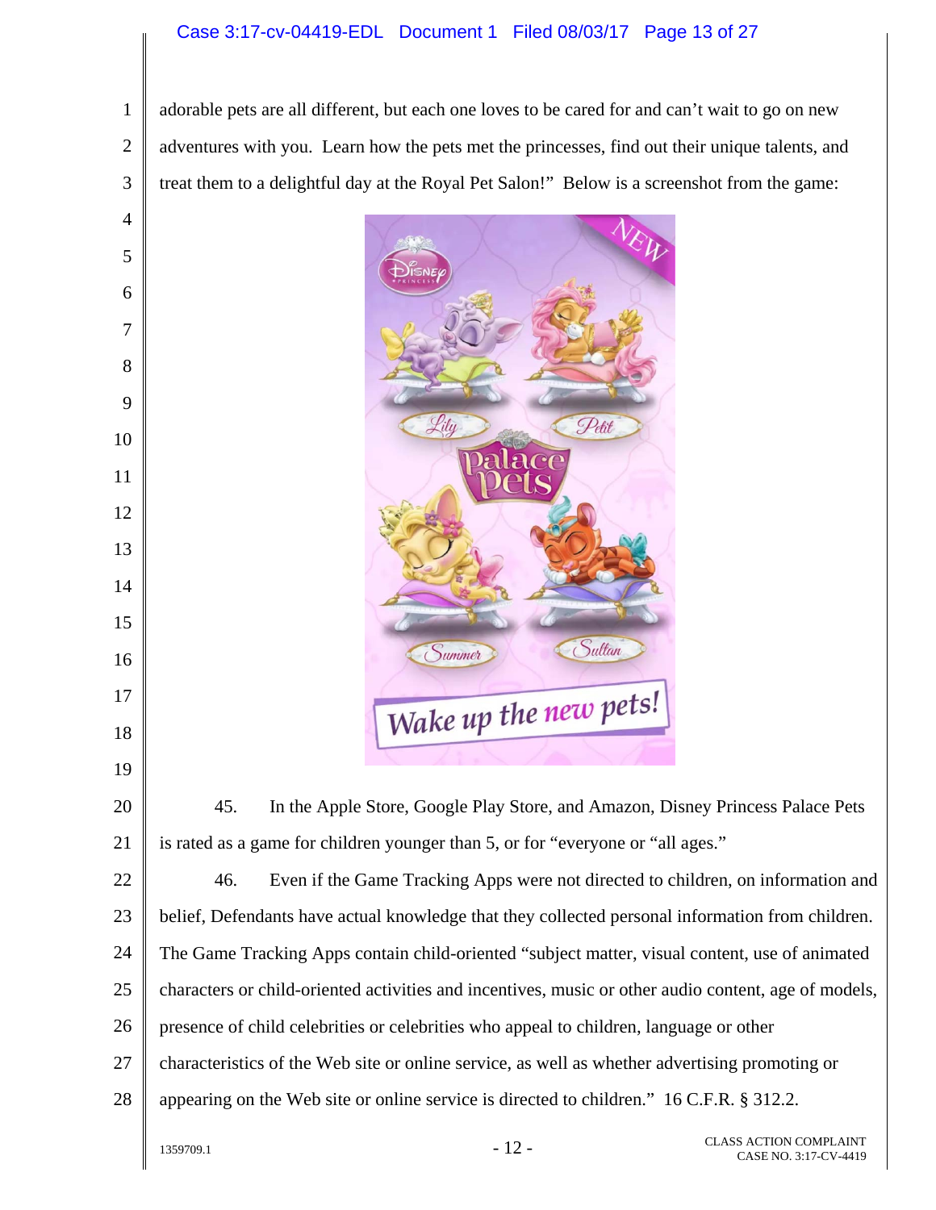adorable pets are all different, but each one loves to be cared for and can't wait to go on new adventures with you. Learn how the pets met the princesses, find out their unique talents, and treat them to a delightful day at the Royal Pet Salon!" Below is a screenshot from the game:

45. In the Apple Store, Google Play Store, and Amazon, Disney Princess Palace Pets is rated as a game for children younger than 5, or for "everyone or "all ages."

46. Even if the Game Tracking Apps were not directed to children, on information and belief, Defendants have actual knowledge that they collected personal information from children. The Game Tracking Apps contain child-oriented "subject matter, visual content, use of animated characters or child-oriented activities and incentives, music or other audio content, age of models, presence of child celebrities or celebrities who appeal to children, language or other characteristics of the Web site or online service, as well as whether advertising promoting or appearing on the Web site or online service is directed to children." 16 C.F.R. § 312.2.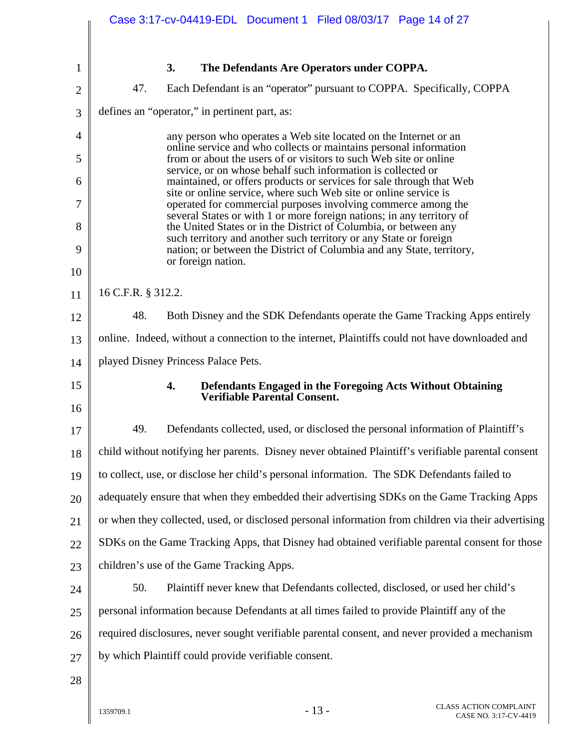### 3. The Defendants Are Operators under COPPA.

47. Each Defendant is an "operator" pursuant to COPPA. Specifically, COPPA defines an "operator," in pertinent part, as:

> any person who operates a Web site located on the Internet or an online service and who collects or maintains personal information from or about the users of or visitors to such Web site or online service, or on whose behalf such information is collected or maintained, or offers products or services for sale through that Web site or online service, where such Web site or online service is operated for commercial purposes involving commerce among the several States or with 1 or more foreign nations; in any territory of the United States or in the District of Columbia, or between any such territory and another such territory or any State or foreign nation; or between the District of Columbia and any State, territory, or foreign nation.

16 C.F.R. § 312.2.

48. Both Disney and the SDK Defendants operate the Game Tracking Apps entirely online. Indeed, without a connection to the internet, Plaintiffs could not have downloaded and played Disney Princess Palace Pets.

### 4. Defendants Engaged in the Foregoing Acts Without Obtaining Verifiable Parental Consent.

49. Defendants collected, used, or disclosed the personal information of Plaintiff's child without notifying her parents. Disney never obtained Plaintiff's verifiable parental consent to collect, use, or disclose her child's personal information. The SDK Defendants failed to adequately ensure that when they embedded their advertising SDKs on the Game Tracking Apps or when they collected, used, or disclosed personal information from children via their advertising SDKs on the Game Tracking Apps, that Disney had obtained verifiable parental consent for those children's use of the Game Tracking Apps.

50. Plaintiff never knew that Defendants collected, disclosed, or used her child's personal information because Defendants at all times failed to provide Plaintiff any of the required disclosures, never sought verifiable parental consent, and never provided a mechanism by which Plaintiff could provide verifiable consent.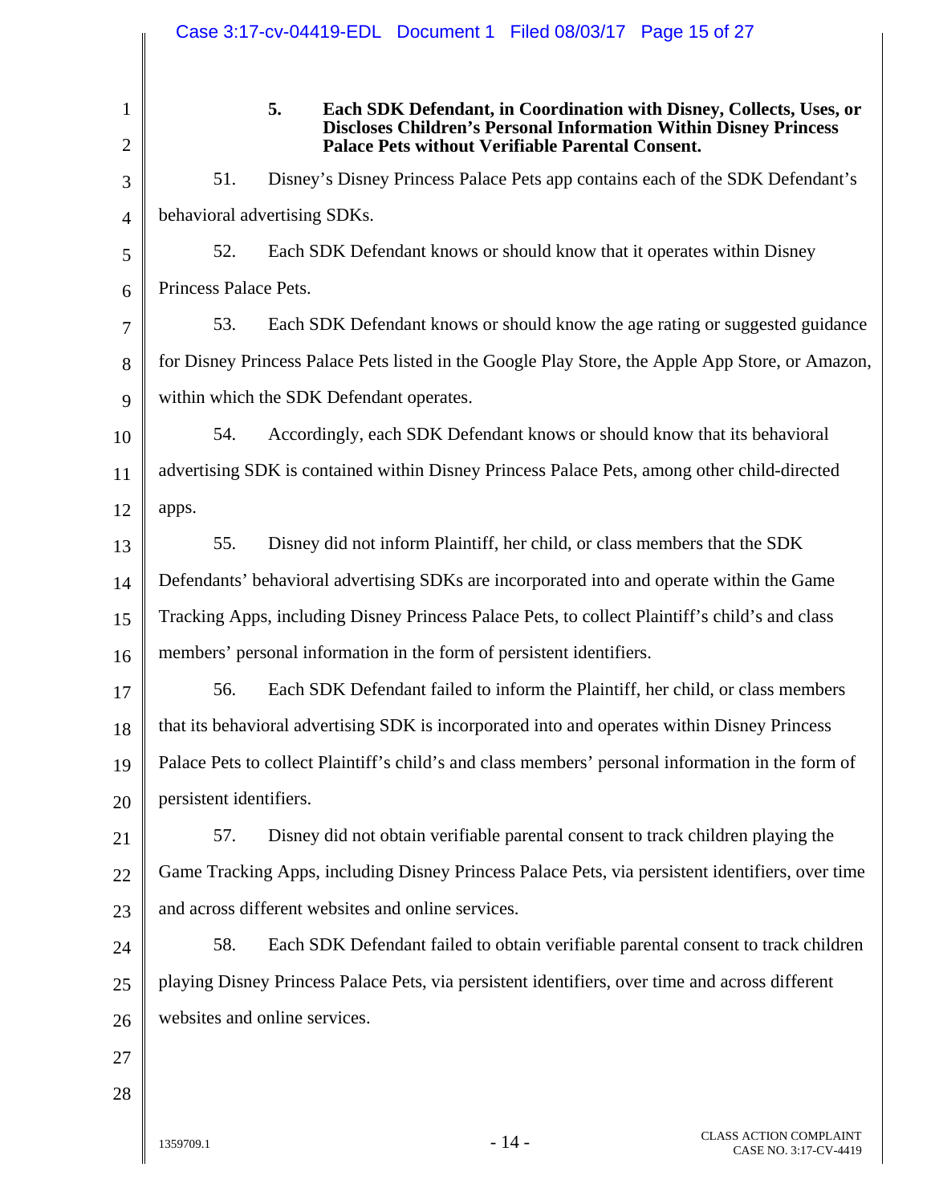**5. Each SDK Defendant, in Coordination with Disney, Collects, Uses, or Discloses Children's Personal Information Within Disney Princess Palace Pets without Verifiable Parental Consent.**

51. Disney's Disney Princess Palace Pets app contains each of the SDK Defendant's behavioral advertising SDKs.

52. Each SDK Defendant knows or should know that it operates within Disney Princess Palace Pets.

53. Each SDK Defendant knows or should know the age rating or suggested guidance for Disney Princess Palace Pets listed in the Google Play Store, the Apple App Store, or Amazon, within which the SDK Defendant operates.

54. Accordingly, each SDK Defendant knows or should know that its behavioral advertising SDK is contained within Disney Princess Palace Pets, among other child-directed apps.

55. Disney did not inform Plaintiff, her child, or class members that the SDK Defendants' behavioral advertising SDKs are incorporated into and operate within the Game Tracking Apps, including Disney Princess Palace Pets, to collect Plaintiff's child's and class members' personal information in the form of persistent identifiers.

56. Each SDK Defendant failed to inform the Plaintiff, her child, or class members that its behavioral advertising SDK is incorporated into and operates within Disney Princess Palace Pets to collect Plaintiff's child's and class members' personal information in the form of persistent identifiers.

57. Disney did not obtain verifiable parental consent to track children playing the Game Tracking Apps, including Disney Princess Palace Pets, via persistent identifiers, over time and across different websites and online services.

58. Each SDK Defendant failed to obtain verifiable parental consent to track children playing Disney Princess Palace Pets, via persistent identifiers, over time and across different websites and online services.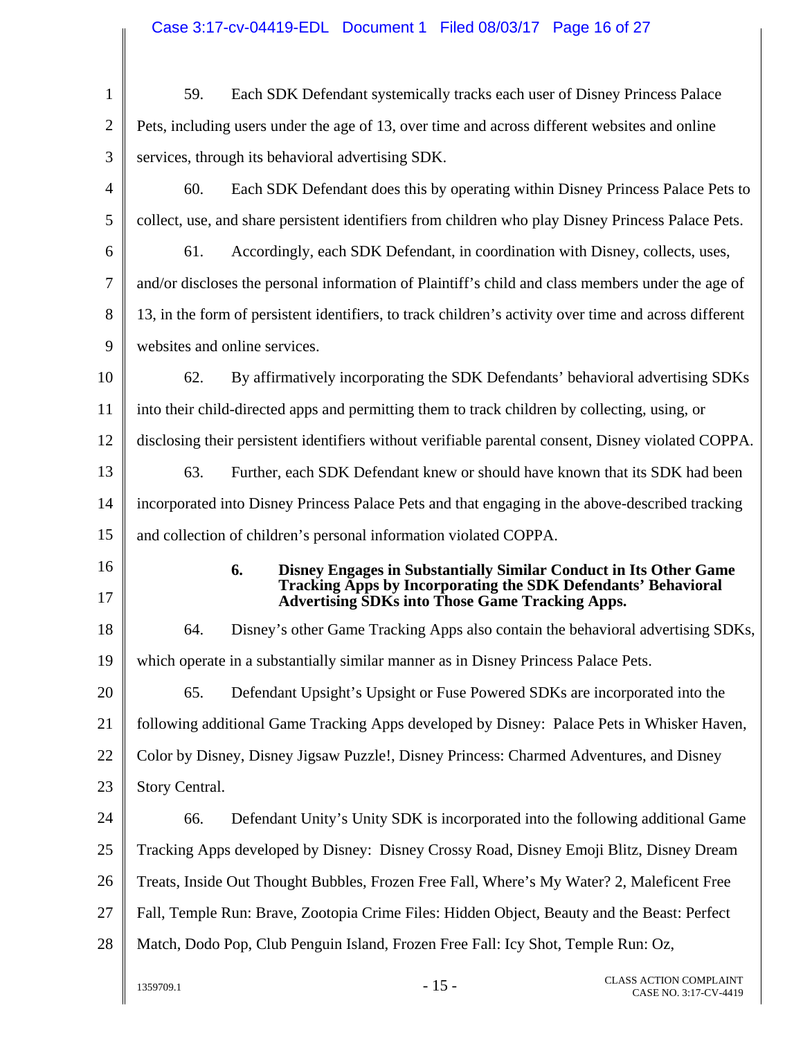59. Each SDK Defendant systemically tracks each user of Disney Princess Palace Pets, including users under the age of 13, over time and across different websites and online services, through its behavioral advertising SDK.

60. Each SDK Defendant does this by operating within Disney Princess Palace Pets to collect, use, and share persistent identifiers from children who play Disney Princess Palace Pets.

61. Accordingly, each SDK Defendant, in coordination with Disney, collects, uses, and/or discloses the personal information of Plaintiff's child and class members under the age of 13, in the form of persistent identifiers, to track children's activity over time and across different websites and online services.

62. By affirmatively incorporating the SDK Defendants' behavioral advertising SDKs into their child-directed apps and permitting them to track children by collecting, using, or disclosing their persistent identifiers without verifiable parental consent, Disney violated COPPA.

63. Further, each SDK Defendant knew or should have known that its SDK had been incorporated into Disney Princess Palace Pets and that engaging in the above-described tracking and collection of children's personal information violated COPPA.

**6. Disney Engages in Substantially Similar Conduct in Its Other Game Tracking Apps by Incorporating the SDK Defendants' Behavioral Advertising SDKs into Those Game Tracking Apps.**

64. Disney's other Game Tracking Apps also contain the behavioral advertising SDKs, which operate in a substantially similar manner as in Disney Princess Palace Pets.

65. Defendant Upsight's Upsight or Fuse Powered SDKs are incorporated into the following additional Game Tracking Apps developed by Disney: Palace Pets in Whisker Haven, Color by Disney, Disney Jigsaw Puzzle!, Disney Princess: Charmed Adventures, and Disney Story Central.

66. Defendant Unity's Unity SDK is incorporated into the following additional Game Tracking Apps developed by Disney: Disney Crossy Road, Disney Emoji Blitz, Disney Dream Treats, Inside Out Thought Bubbles, Frozen Free Fall, Where's My Water? 2, Maleficent Free Fall, Temple Run: Brave, Zootopia Crime Files: Hidden Object, Beauty and the Beast: Perfect Match, Dodo Pop, Club Penguin Island, Frozen Free Fall: Icy Shot, Temple Run: Oz,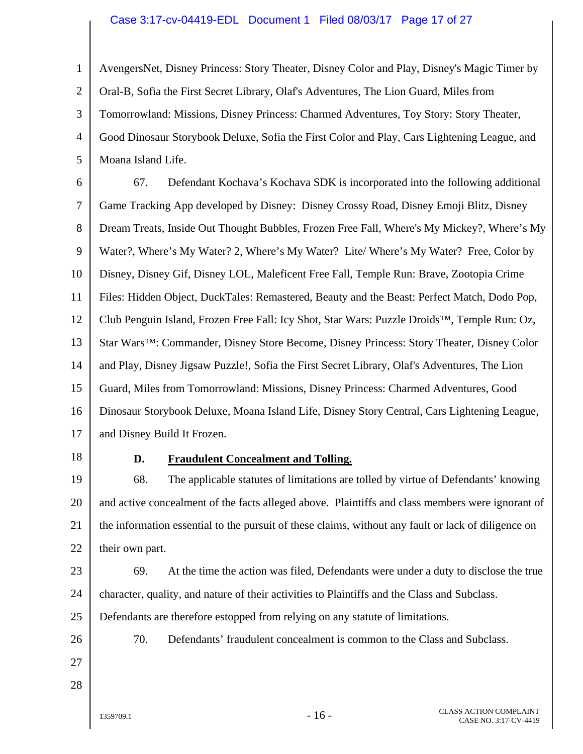AvengersNet, Disney Princess: Story Theater, Disney Color and Play, Disney's Magic Timer by Oral-B, Sofia the First Secret Library, Olaf's Adventures, The Lion Guard, Miles from Tomorrowland: Missions, Disney Princess: Charmed Adventures, Toy Story: Story Theater, Good Dinosaur Storybook Deluxe, Sofia the First Color and Play, Cars Lightening League, and Moana Island Life.

67. Defendant Kochava's Kochava SDK is incorporated into the following additional Game Tracking App developed by Disney: Disney Crossy Road, Disney Emoji Blitz, Disney Dream Treats, Inside Out Thought Bubbles, Frozen Free Fall, Where's My Mickey?, Where's My Water?, Where's My Water? 2, Where's My Water? Lite/ Where's My Water? Free, Color by Disney, Disney Gif, Disney LOL, Maleficent Free Fall, Temple Run: Brave, Zootopia Crime Files: Hidden Object, DuckTales: Remastered, Beauty and the Beast: Perfect Match, Dodo Pop, Club Penguin Island, Frozen Free Fall: Icy Shot, Star Wars: Puzzle Droids™, Temple Run: Oz, Star Wars™: Commander, Disney Store Become, Disney Princess: Story Theater, Disney Color and Play, Disney Jigsaw Puzzle!, Sofia the First Secret Library, Olaf's Adventures, The Lion Guard, Miles from Tomorrowland: Missions, Disney Princess: Charmed Adventures, Good Dinosaur Storybook Deluxe, Moana Island Life, Disney Story Central, Cars Lightening League, and Disney Build It Frozen.

### D. Fraudulent Concealment and Tolling.

68. The applicable statutes of limitations are tolled by virtue of Defendants' knowing and active concealment of the facts alleged above. Plaintiffs and class members were ignorant of the information essential to the pursuit of these claims, without any fault or lack of diligence on their own part.

69. At the time the action was filed, Defendants were under a duty to disclose the true character, quality, and nature of their activities to Plaintiffs and the Class and Subclass. Defendants are therefore estopped from relying on any statute of limitations.

70. Defendants' fraudulent concealment is common to the Class and Subclass.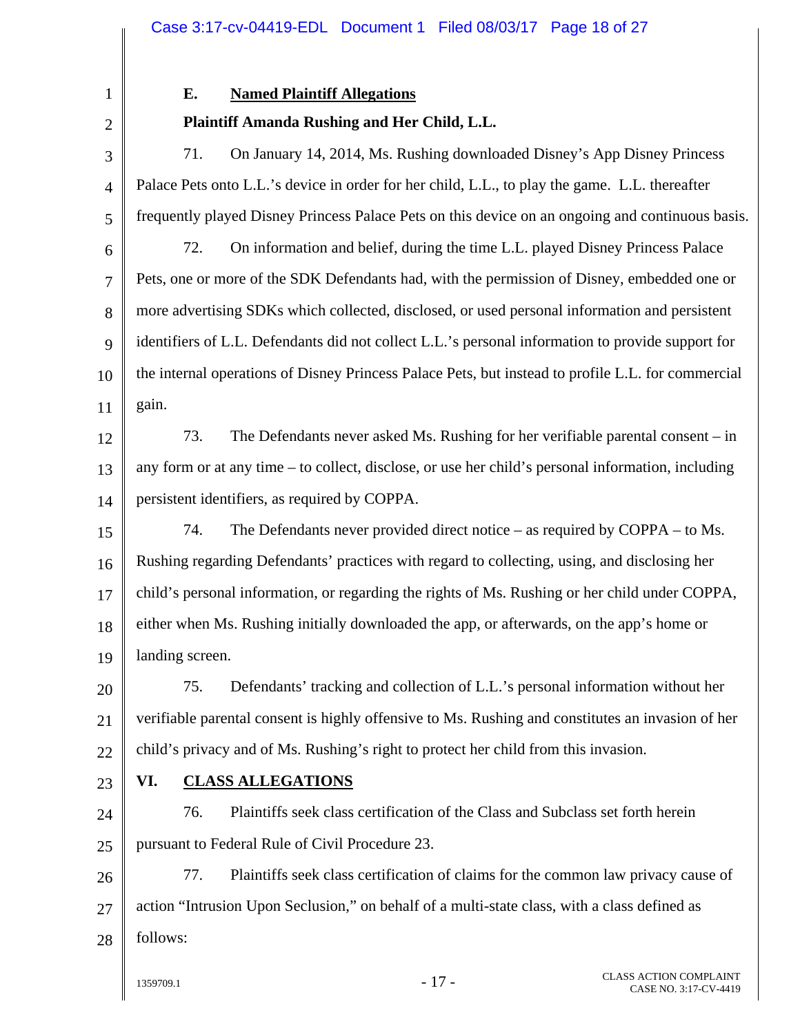### E. Named Plaintiff Allegations

**Plaintiff Amanda Rushing and Her Child, L.L.**

71. On January 14, 2014, Ms. Rushing downloaded Disney's App Disney Princess Palace Pets onto L.L.'s device in order for her child, L.L., to play the game. L.L. thereafter frequently played Disney Princess Palace Pets on this device on an ongoing and continuous basis.

72. On information and belief, during the time L.L. played Disney Princess Palace Pets, one or more of the SDK Defendants had, with the permission of Disney, embedded one or more advertising SDKs which collected, disclosed, or used personal information and persistent identifiers of L.L. Defendants did not collect L.L.'s personal information to provide support for the internal operations of Disney Princess Palace Pets, but instead to profile L.L. for commercial gain.

73. The Defendants never asked Ms. Rushing for her verifiable parental consent – in any form or at any time – to collect, disclose, or use her child's personal information, including persistent identifiers, as required by COPPA.

74. The Defendants never provided direct notice – as required by COPPA – to Ms. Rushing regarding Defendants' practices with regard to collecting, using, and disclosing her child's personal information, or regarding the rights of Ms. Rushing or her child under COPPA, either when Ms. Rushing initially downloaded the app, or afterwards, on the app's home or landing screen.

75. Defendants' tracking and collection of L.L.'s personal information without her verifiable parental consent is highly offensive to Ms. Rushing and constitutes an invasion of her child's privacy and of Ms. Rushing's right to protect her child from this invasion.

## VI. CLASS ALLEGATIONS

76. Plaintiffs seek class certification of the Class and Subclass set forth herein pursuant to Federal Rule of Civil Procedure 23.

77. Plaintiffs seek class certification of claims for the common law privacy cause of action "Intrusion Upon Seclusion," on behalf of a multi-state class, with a class defined as follows: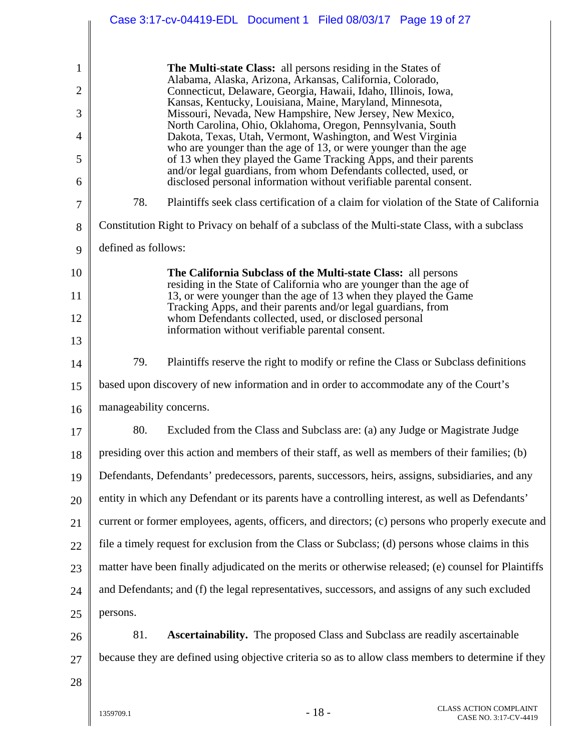**The Multi-state Class:** all persons residing in the States of Alabama, Alaska, Arizona, Arkansas, California, Colorado, Connecticut, Delaware, Georgia, Hawaii, Idaho, Illinois, Iowa, Kansas, Kentucky, Louisiana, Maine, Maryland, Minnesota, Missouri, Nevada, New Hampshire, New Jersey, New Mexico, North Carolina, Ohio, Oklahoma, Oregon, Pennsylvania, South Dakota, Texas, Utah, Vermont, Washington, and West Virginia who are younger than the age of 13, or were younger than the age of 13 when they played the Game Tracking Apps, and their parents and/or legal guardians, from whom Defendants collected, used, or disclosed personal information without verifiable parental consent.

78. Plaintiffs seek class certification of a claim for violation of the State of California Constitution Right to Privacy on behalf of a subclass of the Multi-state Class, with a subclass defined as follows:

**The California Subclass of the Multi-state Class:** all persons residing in the State of California who are younger than the age of 13, or were younger than the age of 13 when they played the Game Tracking Apps, and their parents and/or legal guardians, from whom Defendants collected, used, or disclosed personal information without verifiable parental consent.

79. Plaintiffs reserve the right to modify or refine the Class or Subclass definitions based upon discovery of new information and in order to accommodate any of the Court's manageability concerns.

80. Excluded from the Class and Subclass are: (a) any Judge or Magistrate Judge presiding over this action and members of their staff, as well as members of their families; (b) Defendants, Defendants' predecessors, parents, successors, heirs, assigns, subsidiaries, and any entity in which any Defendant or its parents have a controlling interest, as well as Defendants' current or former employees, agents, officers, and directors; (c) persons who properly execute and file a timely request for exclusion from the Class or Subclass; (d) persons whose claims in this matter have been finally adjudicated on the merits or otherwise released; (e) counsel for Plaintiffs and Defendants; and (f) the legal representatives, successors, and assigns of any such excluded persons.

81. **Ascertainability.** The proposed Class and Subclass are readily ascertainable because they are defined using objective criteria so as to allow class members to determine if they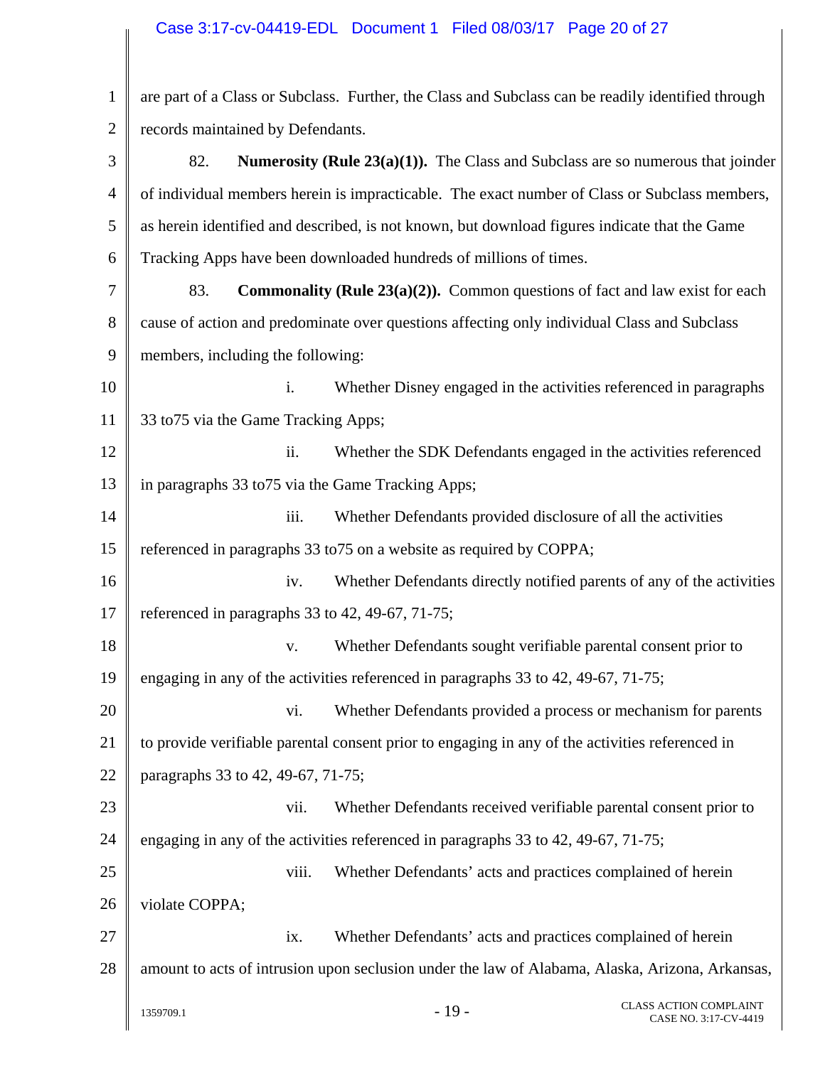are part of a Class or Subclass. Further, the Class and Subclass can be readily identified through records maintained by Defendants.

82. **Numerosity (Rule 23(a)(1)).** The Class and Subclass are so numerous that joinder of individual members herein is impracticable. The exact number of Class or Subclass members, as herein identified and described, is not known, but download figures indicate that the Game Tracking Apps have been downloaded hundreds of millions of times.

83. **Commonality (Rule 23(a)(2)).** Common questions of fact and law exist for each cause of action and predominate over questions affecting only individual Class and Subclass members, including the following:

i. Whether Disney engaged in the activities referenced in paragraphs 33 to75 via the Game Tracking Apps;

ii. Whether the SDK Defendants engaged in the activities referenced in paragraphs 33 to75 via the Game Tracking Apps;

iii. Whether Defendants provided disclosure of all the activities referenced in paragraphs 33 to75 on a website as required by COPPA;

iv. Whether Defendants directly notified parents of any of the activities referenced in paragraphs 33 to 42, 49-67, 71-75;

v. Whether Defendants sought verifiable parental consent prior to engaging in any of the activities referenced in paragraphs 33 to 42, 49-67, 71-75;

vi. Whether Defendants provided a process or mechanism for parents to provide verifiable parental consent prior to engaging in any of the activities referenced in paragraphs 33 to 42, 49-67, 71-75;

vii. Whether Defendants received verifiable parental consent prior to engaging in any of the activities referenced in paragraphs 33 to 42, 49-67, 71-75;

viii. Whether Defendants' acts and practices complained of herein violate COPPA;

ix. Whether Defendants' acts and practices complained of herein amount to acts of intrusion upon seclusion under the law of Alabama, Alaska, Arizona, Arkansas,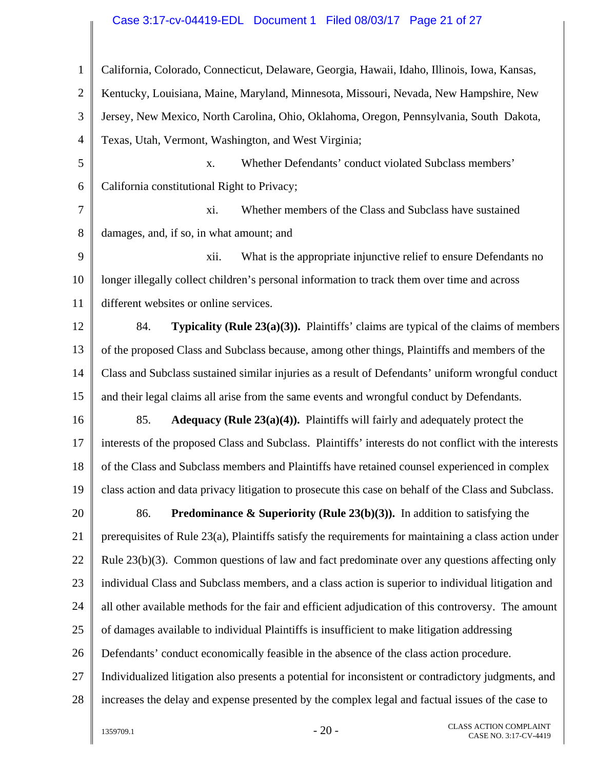California, Colorado, Connecticut, Delaware, Georgia, Hawaii, Idaho, Illinois, Iowa, Kansas, Kentucky, Louisiana, Maine, Maryland, Minnesota, Missouri, Nevada, New Hampshire, New Jersey, New Mexico, North Carolina, Ohio, Oklahoma, Oregon, Pennsylvania, South Dakota, Texas, Utah, Vermont, Washington, and West Virginia;

x. Whether Defendants' conduct violated Subclass members' California constitutional Right to Privacy;

xi. Whether members of the Class and Subclass have sustained damages, and, if so, in what amount; and

xii. What is the appropriate injunctive relief to ensure Defendants no longer illegally collect children's personal information to track them over time and across different websites or online services.

84. **Typicality (Rule 23(a)(3)).** Plaintiffs' claims are typical of the claims of members of the proposed Class and Subclass because, among other things, Plaintiffs and members of the Class and Subclass sustained similar injuries as a result of Defendants' uniform wrongful conduct and their legal claims all arise from the same events and wrongful conduct by Defendants.

85. **Adequacy (Rule 23(a)(4)).** Plaintiffs will fairly and adequately protect the interests of the proposed Class and Subclass. Plaintiffs' interests do not conflict with the interests of the Class and Subclass members and Plaintiffs have retained counsel experienced in complex class action and data privacy litigation to prosecute this case on behalf of the Class and Subclass.

86. **Predominance & Superiority (Rule 23(b)(3)).** In addition to satisfying the prerequisites of Rule 23(a), Plaintiffs satisfy the requirements for maintaining a class action under Rule 23(b)(3). Common questions of law and fact predominate over any questions affecting only individual Class and Subclass members, and a class action is superior to individual litigation and all other available methods for the fair and efficient adjudication of this controversy. The amount of damages available to individual Plaintiffs is insufficient to make litigation addressing Defendants' conduct economically feasible in the absence of the class action procedure. Individualized litigation also presents a potential for inconsistent or contradictory judgments, and increases the delay and expense presented by the complex legal and factual issues of the case to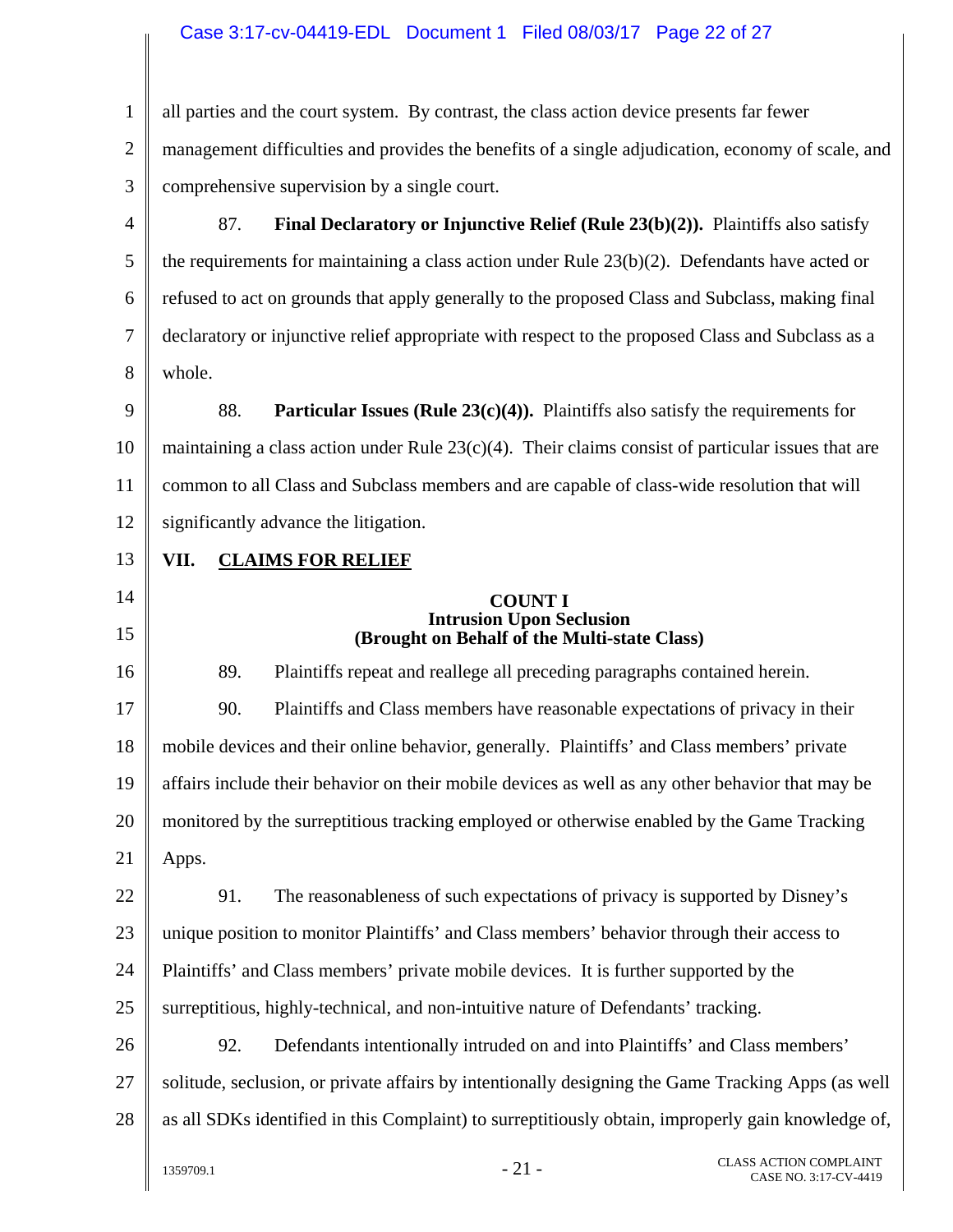all parties and the court system. By contrast, the class action device presents far fewer management difficulties and provides the benefits of a single adjudication, economy of scale, and comprehensive supervision by a single court.

87. **Final Declaratory or Injunctive Relief (Rule 23(b)(2)).** Plaintiffs also satisfy the requirements for maintaining a class action under Rule 23(b)(2). Defendants have acted or refused to act on grounds that apply generally to the proposed Class and Subclass, making final declaratory or injunctive relief appropriate with respect to the proposed Class and Subclass as a whole.

88. **Particular Issues (Rule 23(c)(4)).** Plaintiffs also satisfy the requirements for maintaining a class action under Rule 23(c)(4). Their claims consist of particular issues that are common to all Class and Subclass members and are capable of class-wide resolution that will significantly advance the litigation.

## VII. CLAIMS FOR RELIEF

### COUNT I
### Intrusion Upon Seclusion
### (Brought on Behalf of the Multi-state Class)

89. Plaintiffs repeat and reallege all preceding paragraphs contained herein.

90. Plaintiffs and Class members have reasonable expectations of privacy in their mobile devices and their online behavior, generally. Plaintiffs' and Class members' private affairs include their behavior on their mobile devices as well as any other behavior that may be monitored by the surreptitious tracking employed or otherwise enabled by the Game Tracking Apps.

91. The reasonableness of such expectations of privacy is supported by Disney's unique position to monitor Plaintiffs' and Class members' behavior through their access to Plaintiffs' and Class members' private mobile devices. It is further supported by the surreptitious, highly-technical, and non-intuitive nature of Defendants' tracking.

92. Defendants intentionally intruded on and into Plaintiffs' and Class members' solitude, seclusion, or private affairs by intentionally designing the Game Tracking Apps (as well as all SDKs identified in this Complaint) to surreptitiously obtain, improperly gain knowledge of,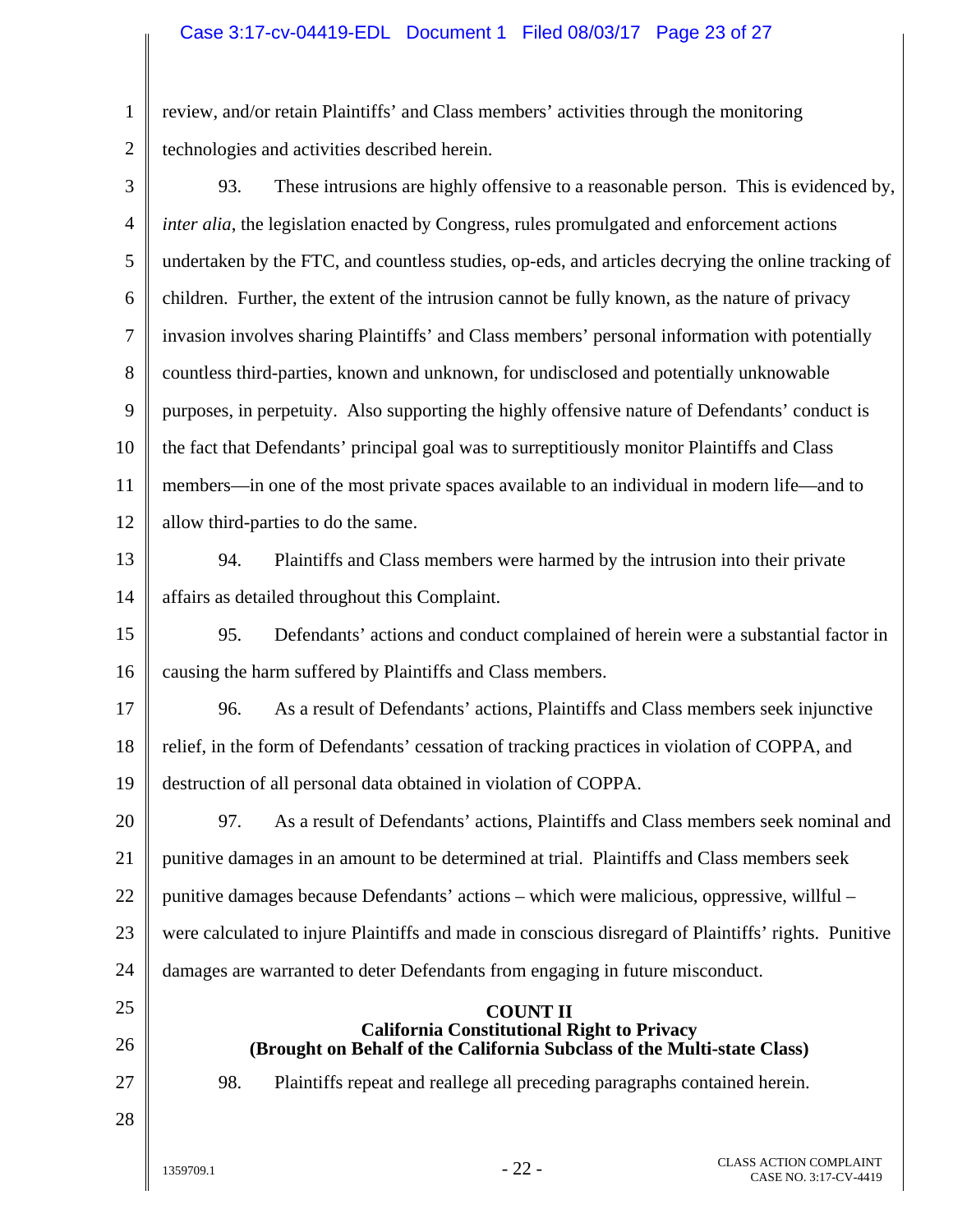review, and/or retain Plaintiffs' and Class members' activities through the monitoring technologies and activities described herein.

93. These intrusions are highly offensive to a reasonable person. This is evidenced by, *inter alia*, the legislation enacted by Congress, rules promulgated and enforcement actions undertaken by the FTC, and countless studies, op-eds, and articles decrying the online tracking of children. Further, the extent of the intrusion cannot be fully known, as the nature of privacy invasion involves sharing Plaintiffs' and Class members' personal information with potentially countless third-parties, known and unknown, for undisclosed and potentially unknowable purposes, in perpetuity. Also supporting the highly offensive nature of Defendants' conduct is the fact that Defendants' principal goal was to surreptitiously monitor Plaintiffs and Class members—in one of the most private spaces available to an individual in modern life—and to allow third-parties to do the same.

94. Plaintiffs and Class members were harmed by the intrusion into their private affairs as detailed throughout this Complaint.

95. Defendants' actions and conduct complained of herein were a substantial factor in causing the harm suffered by Plaintiffs and Class members.

96. As a result of Defendants' actions, Plaintiffs and Class members seek injunctive relief, in the form of Defendants' cessation of tracking practices in violation of COPPA, and destruction of all personal data obtained in violation of COPPA.

97. As a result of Defendants' actions, Plaintiffs and Class members seek nominal and punitive damages in an amount to be determined at trial. Plaintiffs and Class members seek punitive damages because Defendants' actions – which were malicious, oppressive, willful – were calculated to injure Plaintiffs and made in conscious disregard of Plaintiffs' rights. Punitive damages are warranted to deter Defendants from engaging in future misconduct.

## COUNT II
## California Constitutional Right to Privacy
## (Brought on Behalf of the California Subclass of the Multi-state Class)

98. Plaintiffs repeat and reallege all preceding paragraphs contained herein.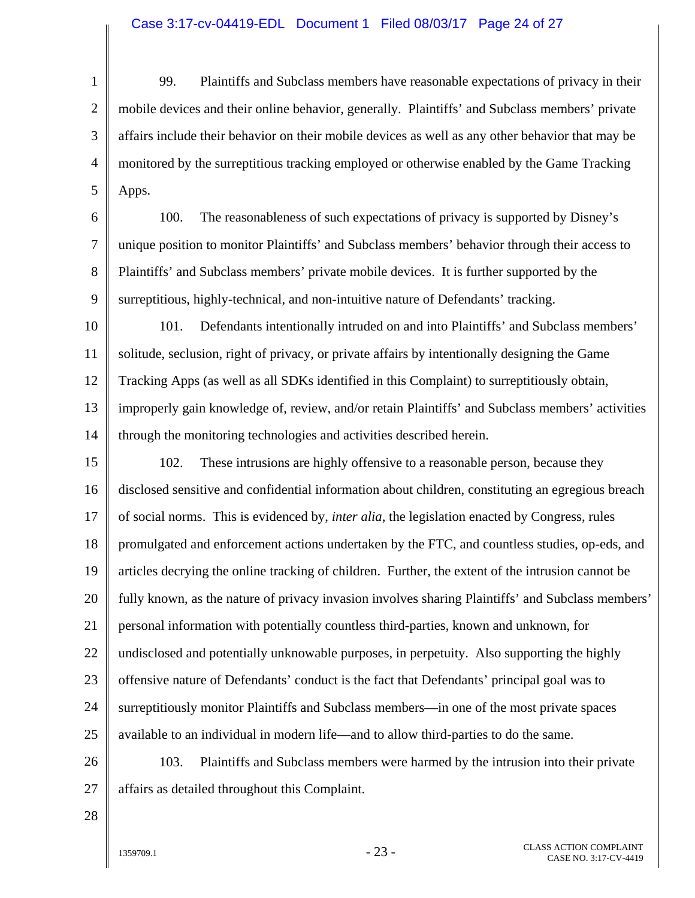99. Plaintiffs and Subclass members have reasonable expectations of privacy in their mobile devices and their online behavior, generally. Plaintiffs' and Subclass members' private affairs include their behavior on their mobile devices as well as any other behavior that may be monitored by the surreptitious tracking employed or otherwise enabled by the Game Tracking Apps.

100. The reasonableness of such expectations of privacy is supported by Disney's unique position to monitor Plaintiffs' and Subclass members' behavior through their access to Plaintiffs' and Subclass members' private mobile devices. It is further supported by the surreptitious, highly-technical, and non-intuitive nature of Defendants' tracking.

101. Defendants intentionally intruded on and into Plaintiffs' and Subclass members' solitude, seclusion, right of privacy, or private affairs by intentionally designing the Game Tracking Apps (as well as all SDKs identified in this Complaint) to surreptitiously obtain, improperly gain knowledge of, review, and/or retain Plaintiffs' and Subclass members' activities through the monitoring technologies and activities described herein.

102. These intrusions are highly offensive to a reasonable person, because they disclosed sensitive and confidential information about children, constituting an egregious breach of social norms. This is evidenced by, *inter alia*, the legislation enacted by Congress, rules promulgated and enforcement actions undertaken by the FTC, and countless studies, op-eds, and articles decrying the online tracking of children. Further, the extent of the intrusion cannot be fully known, as the nature of privacy invasion involves sharing Plaintiffs' and Subclass members' personal information with potentially countless third-parties, known and unknown, for undisclosed and potentially unknowable purposes, in perpetuity. Also supporting the highly offensive nature of Defendants' conduct is the fact that Defendants' principal goal was to surreptitiously monitor Plaintiffs and Subclass members—in one of the most private spaces available to an individual in modern life—and to allow third-parties to do the same.

103. Plaintiffs and Subclass members were harmed by the intrusion into their private affairs as detailed throughout this Complaint.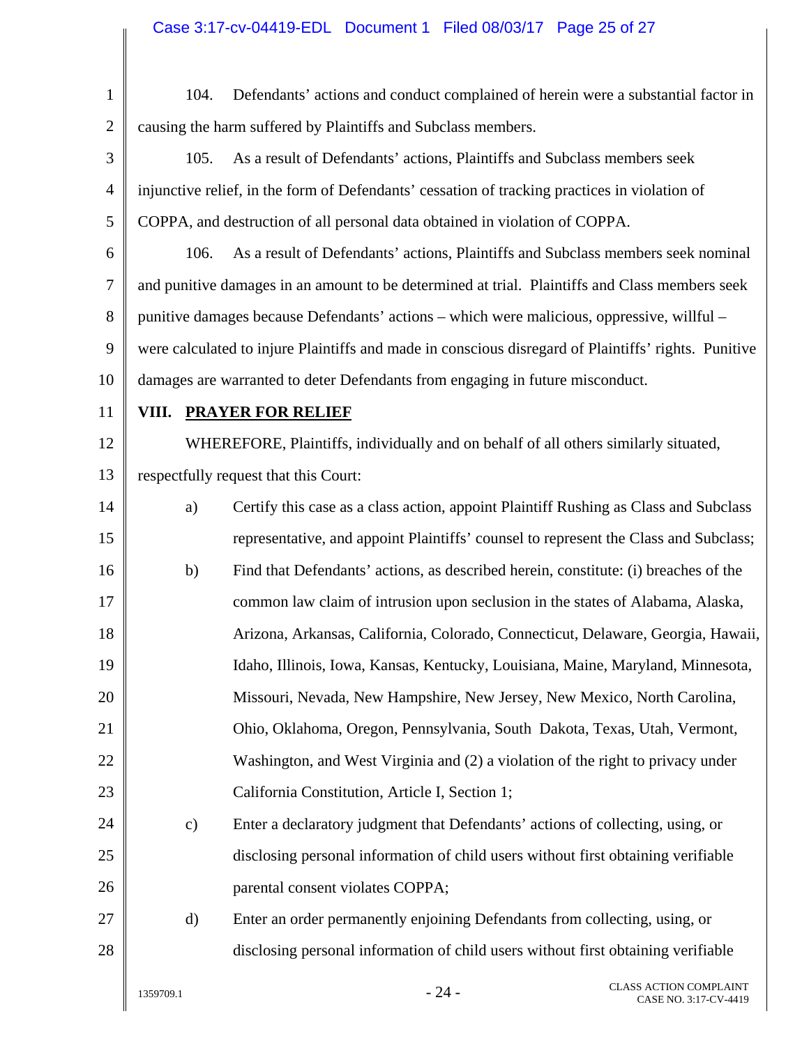104. Defendants' actions and conduct complained of herein were a substantial factor in causing the harm suffered by Plaintiffs and Subclass members.

105. As a result of Defendants' actions, Plaintiffs and Subclass members seek injunctive relief, in the form of Defendants' cessation of tracking practices in violation of COPPA, and destruction of all personal data obtained in violation of COPPA.

106. As a result of Defendants' actions, Plaintiffs and Subclass members seek nominal and punitive damages in an amount to be determined at trial. Plaintiffs and Class members seek punitive damages because Defendants' actions – which were malicious, oppressive, willful – were calculated to injure Plaintiffs and made in conscious disregard of Plaintiffs' rights. Punitive damages are warranted to deter Defendants from engaging in future misconduct.

## VIII. PRAYER FOR RELIEF

WHEREFORE, Plaintiffs, individually and on behalf of all others similarly situated, respectfully request that this Court:

a) Certify this case as a class action, appoint Plaintiff Rushing as Class and Subclass representative, and appoint Plaintiffs' counsel to represent the Class and Subclass;

b) Find that Defendants' actions, as described herein, constitute: (i) breaches of the common law claim of intrusion upon seclusion in the states of Alabama, Alaska, Arizona, Arkansas, California, Colorado, Connecticut, Delaware, Georgia, Hawaii, Idaho, Illinois, Iowa, Kansas, Kentucky, Louisiana, Maine, Maryland, Minnesota, Missouri, Nevada, New Hampshire, New Jersey, New Mexico, North Carolina, Ohio, Oklahoma, Oregon, Pennsylvania, South Dakota, Texas, Utah, Vermont, Washington, and West Virginia and (2) a violation of the right to privacy under California Constitution, Article I, Section 1;

c) Enter a declaratory judgment that Defendants' actions of collecting, using, or disclosing personal information of child users without first obtaining verifiable parental consent violates COPPA;

d) Enter an order permanently enjoining Defendants from collecting, using, or disclosing personal information of child users without first obtaining verifiable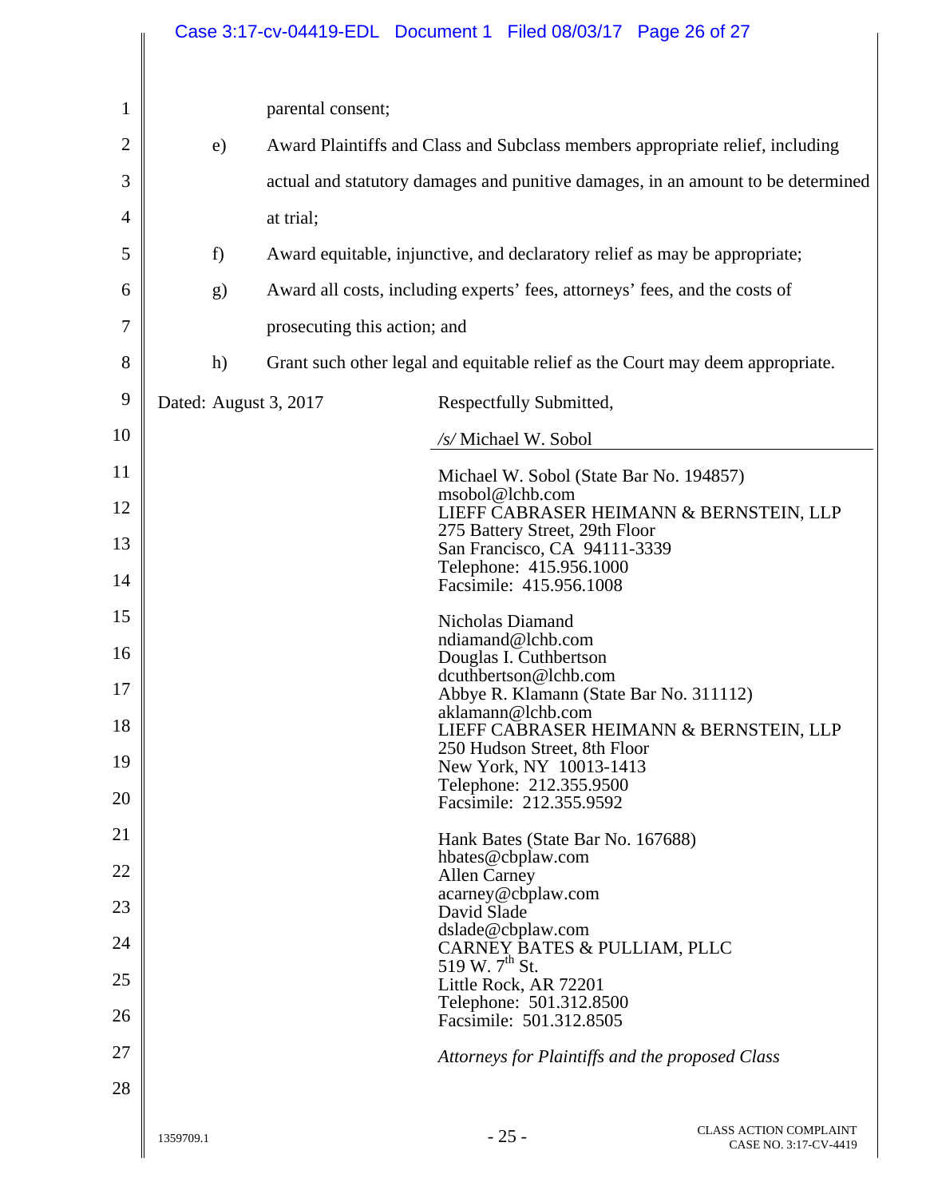parental consent;

e) Award Plaintiffs and Class and Subclass members appropriate relief, including actual and statutory damages and punitive damages, in an amount to be determined at trial;

f) Award equitable, injunctive, and declaratory relief as may be appropriate;

g) Award all costs, including experts' fees, attorneys' fees, and the costs of prosecuting this action; and

h) Grant such other legal and equitable relief as the Court may deem appropriate.

Dated: August 3, 2017

Respectfully Submitted,

*/s/* Michael W. Sobol

Michael W. Sobol (State Bar No. 194857)
msobol@lchb.com
LIEFF CABRASER HEIMANN & BERNSTEIN, LLP
275 Battery Street, 29th Floor
San Francisco, CA 94111-3339
Telephone: 415.956.1000
Facsimile: 415.956.1008

Nicholas Diamand
ndiamand@lchb.com
Douglas I. Cuthbertson
dcuthbertson@lchb.com
Abbye R. Klamann (State Bar No. 311112)
aklamann@lchb.com
LIEFF CABRASER HEIMANN & BERNSTEIN, LLP
250 Hudson Street, 8th Floor
New York, NY 10013-1413
Telephone: 212.355.9500
Facsimile: 212.355.9592

Hank Bates (State Bar No. 167688)
hbates@cbplaw.com
Allen Carney
acarney@cbplaw.com
David Slade
dslade@cbplaw.com
CARNEY BATES & PULLIAM, PLLC
519 W. 7th St.
Little Rock, AR 72201
Telephone: 501.312.8500
Facsimile: 501.312.8505

*Attorneys for Plaintiffs and the proposed Class*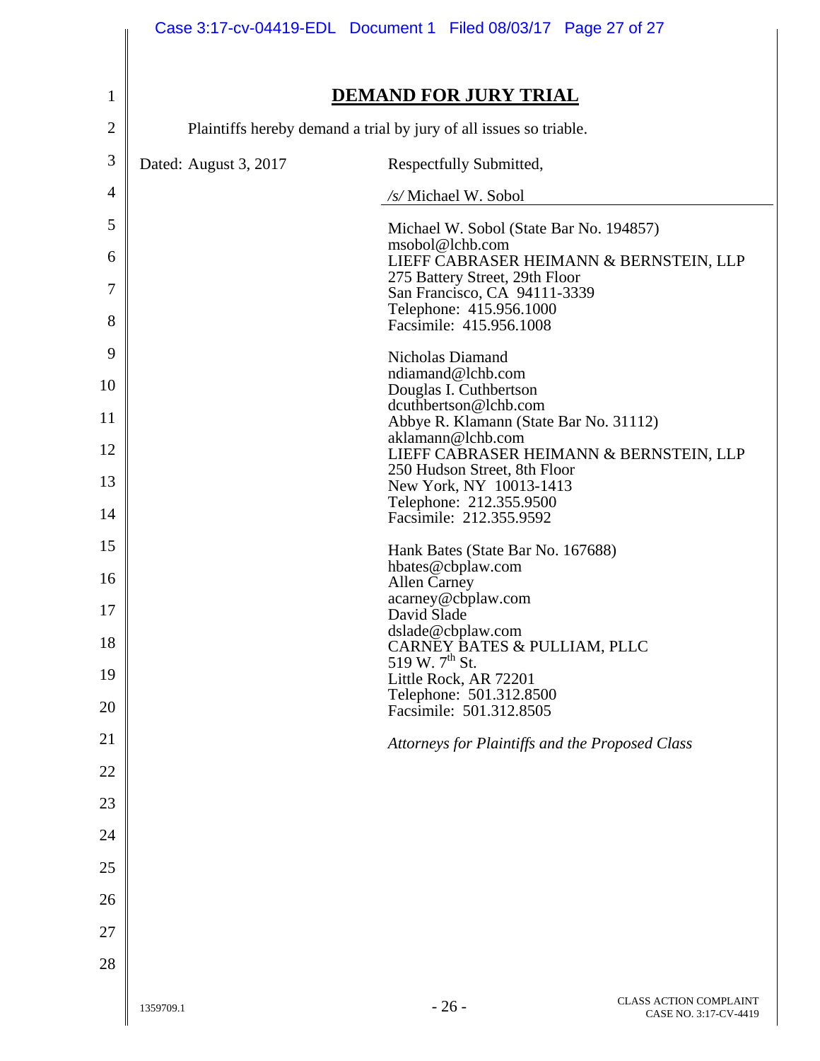# DEMAND FOR JURY TRIAL

Plaintiffs hereby demand a trial by jury of all issues so triable.

Dated: August 3, 2017

Respectfully Submitted,

/s/ Michael W. Sobol

Michael W. Sobol (State Bar No. 194857)
msobol@lchb.com
LIEFF CABRASER HEIMANN & BERNSTEIN, LLP
275 Battery Street, 29th Floor
San Francisco, CA 94111-3339
Telephone: 415.956.1000
Facsimile: 415.956.1008

Nicholas Diamand
ndiamand@lchb.com
Douglas I. Cuthbertson
dcuthbertson@lchb.com
Abbye R. Klamann (State Bar No. 31112)
aklamann@lchb.com
LIEFF CABRASER HEIMANN & BERNSTEIN, LLP
250 Hudson Street, 8th Floor
New York, NY 10013-1413
Telephone: 212.355.9500
Facsimile: 212.355.9592

Hank Bates (State Bar No. 167688)
hbates@cbplaw.com
Allen Carney
acarney@cbplaw.com
David Slade
dslade@cbplaw.com
CARNEY BATES & PULLIAM, PLLC
519 W. 7th St.
Little Rock, AR 72201
Telephone: 501.312.8500
Facsimile: 501.312.8505

*Attorneys for Plaintiffs and the Proposed Class*